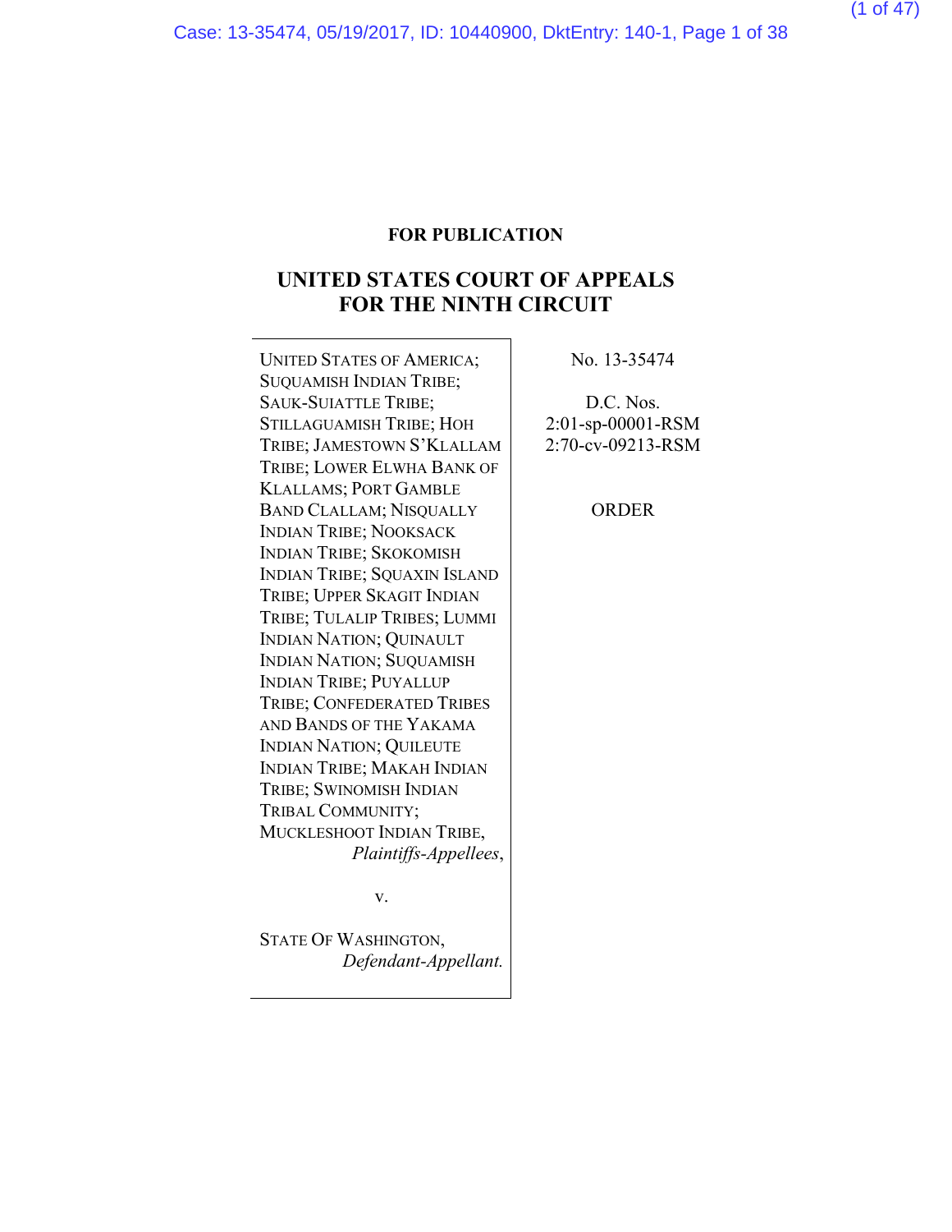**FOR PUBLICATION**

# UNITED STATES COURT OF APPEALS FOR THE NINTH CIRCUIT

UNITED STATES OF AMERICA; SUQUAMISH INDIAN TRIBE; SAUK-SUIATTLE TRIBE; STILLAGUAMISH TRIBE; HOH TRIBE; JAMESTOWN S'KLALLAM TRIBE; LOWER ELWHA BANK OF KLALLAMS; PORT GAMBLE BAND CLALLAM; NISQUALLY INDIAN TRIBE; NOOKSACK INDIAN TRIBE; SKOKOMISH INDIAN TRIBE; SQUAXIN ISLAND TRIBE; UPPER SKAGIT INDIAN TRIBE; TULALIP TRIBES; LUMMI INDIAN NATION; QUINAULT INDIAN NATION; SUQUAMISH INDIAN TRIBE; PUYALLUP TRIBE; CONFEDERATED TRIBES AND BANDS OF THE YAKAMA INDIAN NATION; QUILEUTE INDIAN TRIBE; MAKAH INDIAN TRIBE; SWINOMISH INDIAN TRIBAL COMMUNITY; MUCKLESHOOT INDIAN TRIBE,
*Plaintiffs-Appellees*,

v.

STATE OF WASHINGTON,
*Defendant-Appellant.*

No. 13-35474

D.C. Nos.
2:01-sp-00001-RSM
2:70-cv-09213-RSM

ORDER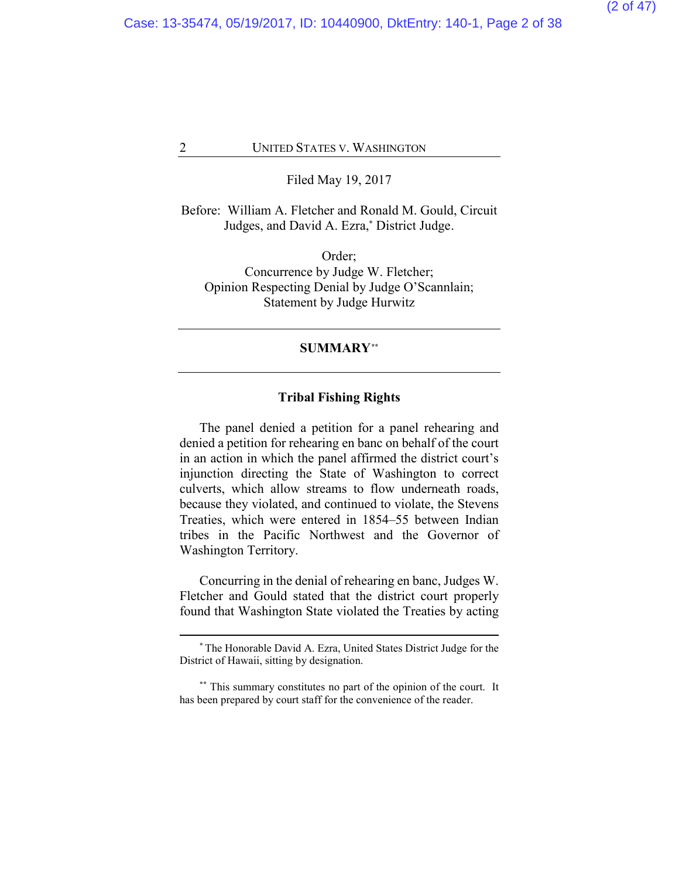Filed May 19, 2017

Before: William A. Fletcher and Ronald M. Gould, Circuit Judges, and David A. Ezra,* District Judge.

Order;
Concurrence by Judge W. Fletcher;
Opinion Respecting Denial by Judge O'Scannlain;
Statement by Judge Hurwitz

---

**SUMMARY****

---

**Tribal Fishing Rights**

The panel denied a petition for a panel rehearing and denied a petition for rehearing en banc on behalf of the court in an action in which the panel affirmed the district court's injunction directing the State of Washington to correct culverts, which allow streams to flow underneath roads, because they violated, and continued to violate, the Stevens Treaties, which were entered in 1854–55 between Indian tribes in the Pacific Northwest and the Governor of Washington Territory.

Concurring in the denial of rehearing en banc, Judges W. Fletcher and Gould stated that the district court properly found that Washington State violated the Treaties by acting

---

* The Honorable David A. Ezra, United States District Judge for the District of Hawaii, sitting by designation.

** This summary constitutes no part of the opinion of the court. It has been prepared by court staff for the convenience of the reader.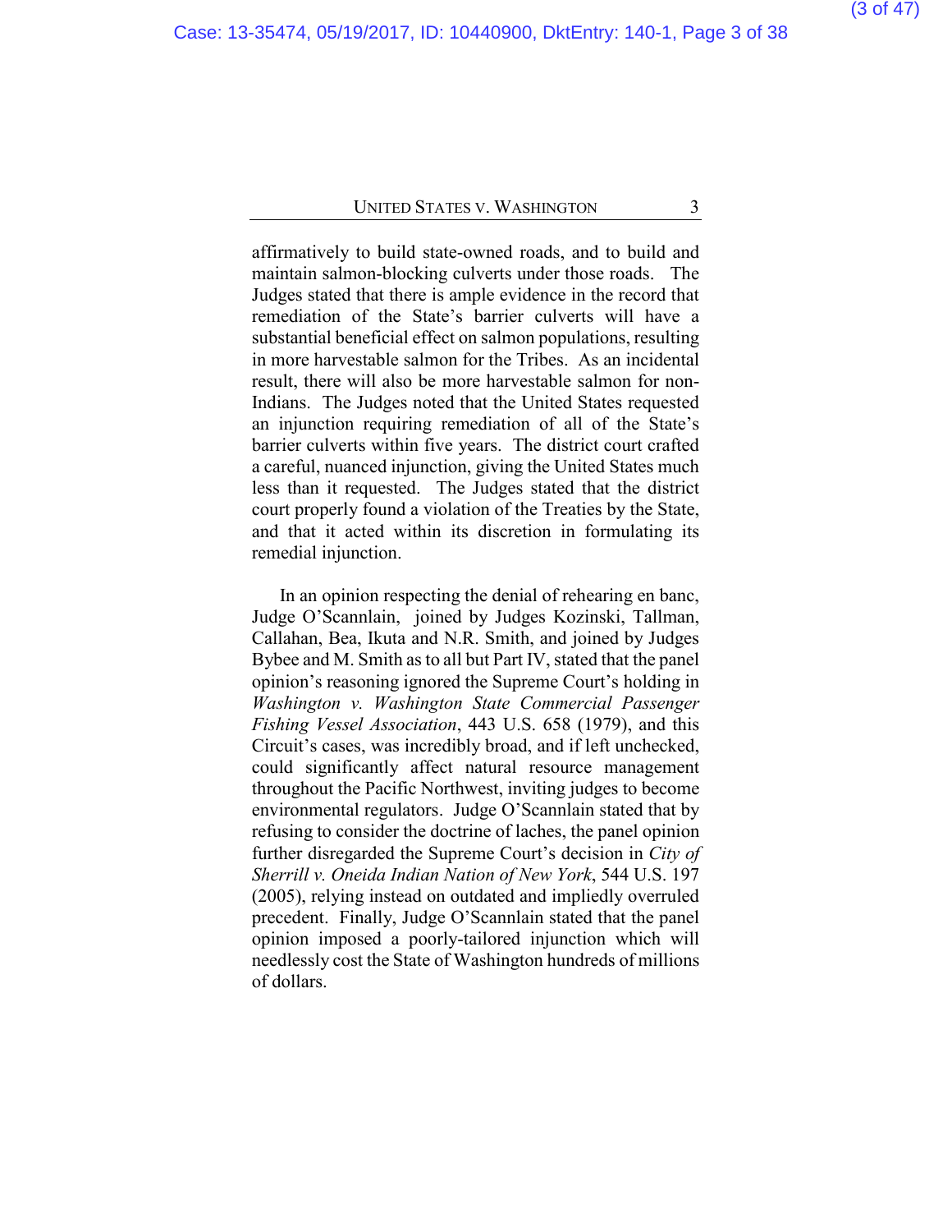affirmatively to build state-owned roads, and to build and maintain salmon-blocking culverts under those roads. The Judges stated that there is ample evidence in the record that remediation of the State's barrier culverts will have a substantial beneficial effect on salmon populations, resulting in more harvestable salmon for the Tribes. As an incidental result, there will also be more harvestable salmon for non-Indians. The Judges noted that the United States requested an injunction requiring remediation of all of the State's barrier culverts within five years. The district court crafted a careful, nuanced injunction, giving the United States much less than it requested. The Judges stated that the district court properly found a violation of the Treaties by the State, and that it acted within its discretion in formulating its remedial injunction.

In an opinion respecting the denial of rehearing en banc, Judge O'Scannlain, joined by Judges Kozinski, Tallman, Callahan, Bea, Ikuta and N.R. Smith, and joined by Judges Bybee and M. Smith as to all but Part IV, stated that the panel opinion's reasoning ignored the Supreme Court's holding in *Washington v. Washington State Commercial Passenger Fishing Vessel Association*, 443 U.S. 658 (1979), and this Circuit's cases, was incredibly broad, and if left unchecked, could significantly affect natural resource management throughout the Pacific Northwest, inviting judges to become environmental regulators. Judge O'Scannlain stated that by refusing to consider the doctrine of laches, the panel opinion further disregarded the Supreme Court's decision in *City of Sherrill v. Oneida Indian Nation of New York*, 544 U.S. 197 (2005), relying instead on outdated and impliedly overruled precedent. Finally, Judge O'Scannlain stated that the panel opinion imposed a poorly-tailored injunction which will needlessly cost the State of Washington hundreds of millions of dollars.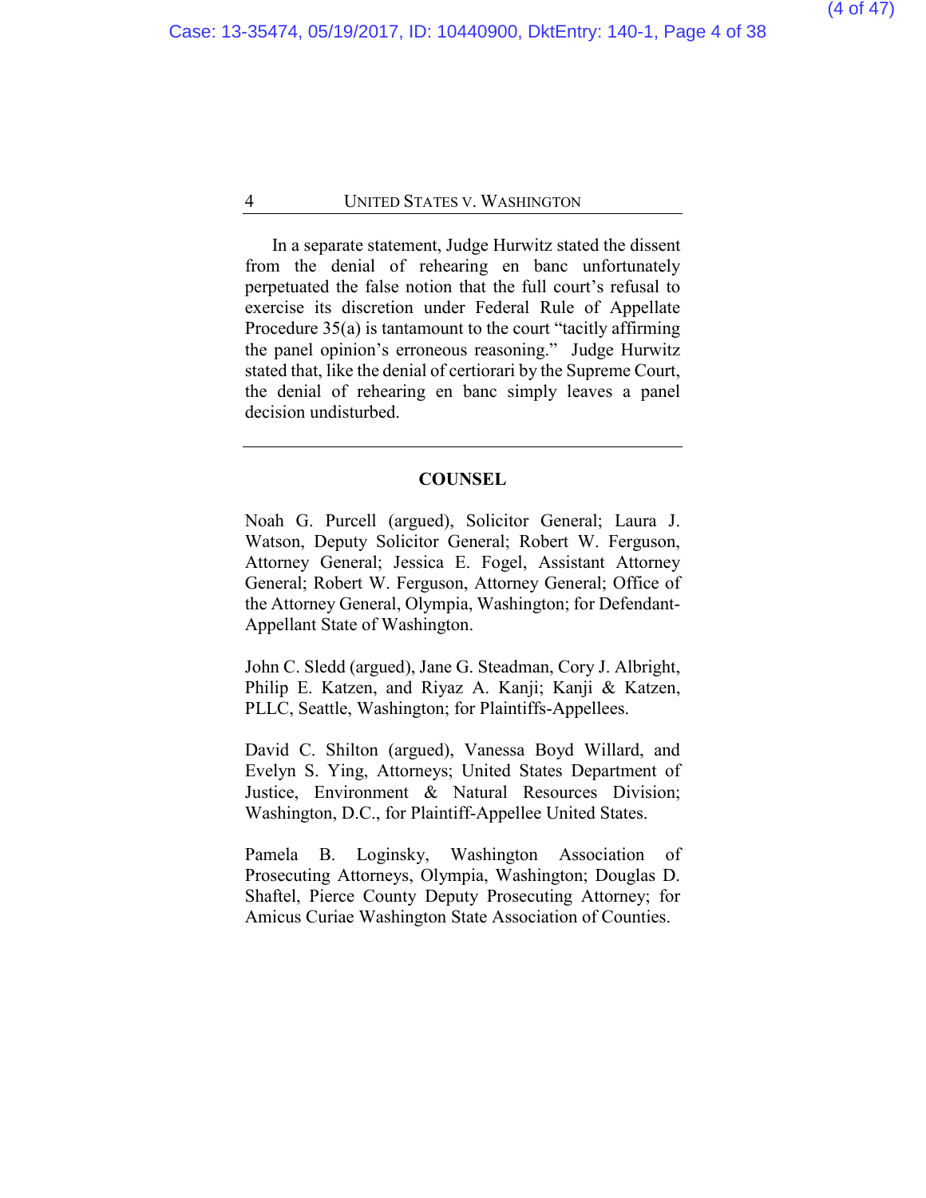In a separate statement, Judge Hurwitz stated the dissent from the denial of rehearing en banc unfortunately perpetuated the false notion that the full court's refusal to exercise its discretion under Federal Rule of Appellate Procedure 35(a) is tantamount to the court "tacitly affirming the panel opinion's erroneous reasoning." Judge Hurwitz stated that, like the denial of certiorari by the Supreme Court, the denial of rehearing en banc simply leaves a panel decision undisturbed.

---

## COUNSEL

Noah G. Purcell (argued), Solicitor General; Laura J. Watson, Deputy Solicitor General; Robert W. Ferguson, Attorney General; Jessica E. Fogel, Assistant Attorney General; Robert W. Ferguson, Attorney General; Office of the Attorney General, Olympia, Washington; for Defendant-Appellant State of Washington.

John C. Sledd (argued), Jane G. Steadman, Cory J. Albright, Philip E. Katzen, and Riyaz A. Kanji; Kanji & Katzen, PLLC, Seattle, Washington; for Plaintiffs-Appellees.

David C. Shilton (argued), Vanessa Boyd Willard, and Evelyn S. Ying, Attorneys; United States Department of Justice, Environment & Natural Resources Division; Washington, D.C., for Plaintiff-Appellee United States.

Pamela B. Loginsky, Washington Association of Prosecuting Attorneys, Olympia, Washington; Douglas D. Shaftel, Pierce County Deputy Prosecuting Attorney; for Amicus Curiae Washington State Association of Counties.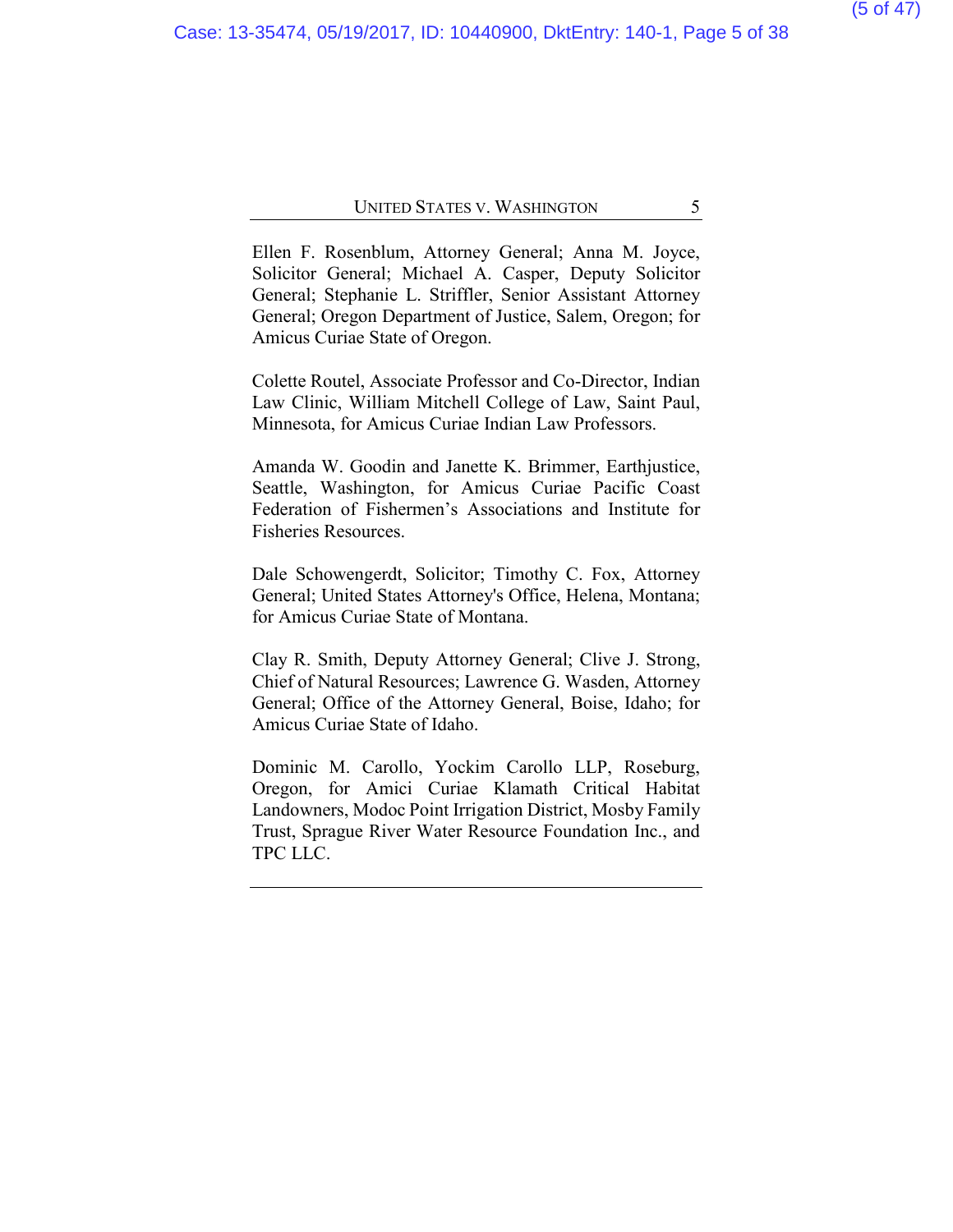Ellen F. Rosenblum, Attorney General; Anna M. Joyce, Solicitor General; Michael A. Casper, Deputy Solicitor General; Stephanie L. Striffler, Senior Assistant Attorney General; Oregon Department of Justice, Salem, Oregon; for Amicus Curiae State of Oregon.

Colette Routel, Associate Professor and Co-Director, Indian Law Clinic, William Mitchell College of Law, Saint Paul, Minnesota, for Amicus Curiae Indian Law Professors.

Amanda W. Goodin and Janette K. Brimmer, Earthjustice, Seattle, Washington, for Amicus Curiae Pacific Coast Federation of Fishermen's Associations and Institute for Fisheries Resources.

Dale Schowengerdt, Solicitor; Timothy C. Fox, Attorney General; United States Attorney's Office, Helena, Montana; for Amicus Curiae State of Montana.

Clay R. Smith, Deputy Attorney General; Clive J. Strong, Chief of Natural Resources; Lawrence G. Wasden, Attorney General; Office of the Attorney General, Boise, Idaho; for Amicus Curiae State of Idaho.

Dominic M. Carollo, Yockim Carollo LLP, Roseburg, Oregon, for Amici Curiae Klamath Critical Habitat Landowners, Modoc Point Irrigation District, Mosby Family Trust, Sprague River Water Resource Foundation Inc., and TPC LLC.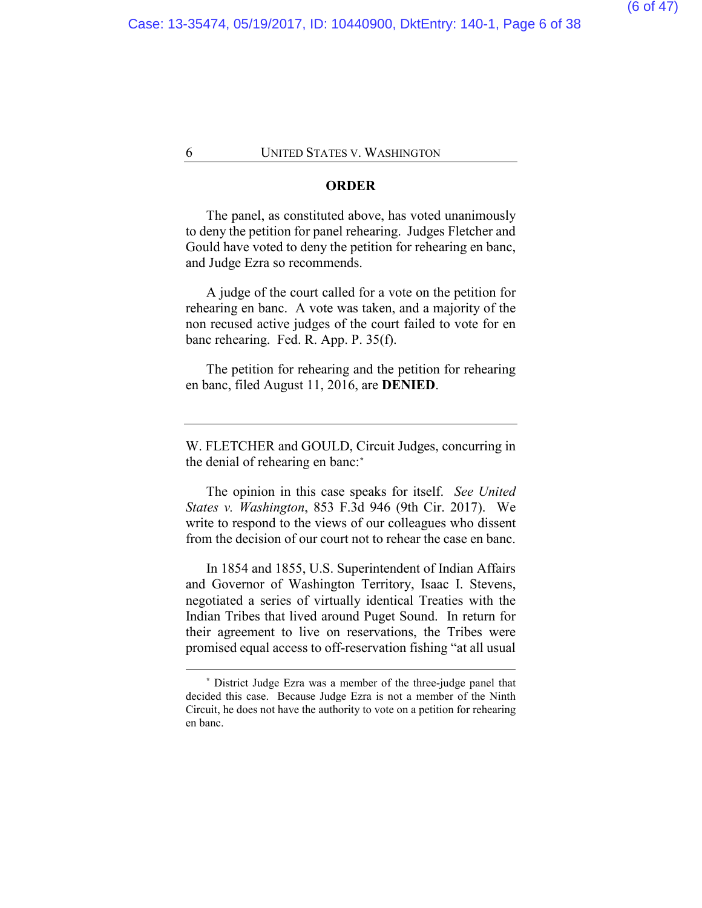## ORDER

The panel, as constituted above, has voted unanimously to deny the petition for panel rehearing. Judges Fletcher and Gould have voted to deny the petition for rehearing en banc, and Judge Ezra so recommends.

A judge of the court called for a vote on the petition for rehearing en banc. A vote was taken, and a majority of the non recused active judges of the court failed to vote for en banc rehearing. Fed. R. App. P. 35(f).

The petition for rehearing and the petition for rehearing en banc, filed August 11, 2016, are **DENIED**.

---

W. FLETCHER and GOULD, Circuit Judges, concurring in the denial of rehearing en banc:[*]

The opinion in this case speaks for itself. *See United States v. Washington*, 853 F.3d 946 (9th Cir. 2017). We write to respond to the views of our colleagues who dissent from the decision of our court not to rehear the case en banc.

In 1854 and 1855, U.S. Superintendent of Indian Affairs and Governor of Washington Territory, Isaac I. Stevens, negotiated a series of virtually identical Treaties with the Indian Tribes that lived around Puget Sound. In return for their agreement to live on reservations, the Tribes were promised equal access to off-reservation fishing "at all usual

[*] District Judge Ezra was a member of the three-judge panel that decided this case. Because Judge Ezra is not a member of the Ninth Circuit, he does not have the authority to vote on a petition for rehearing en banc.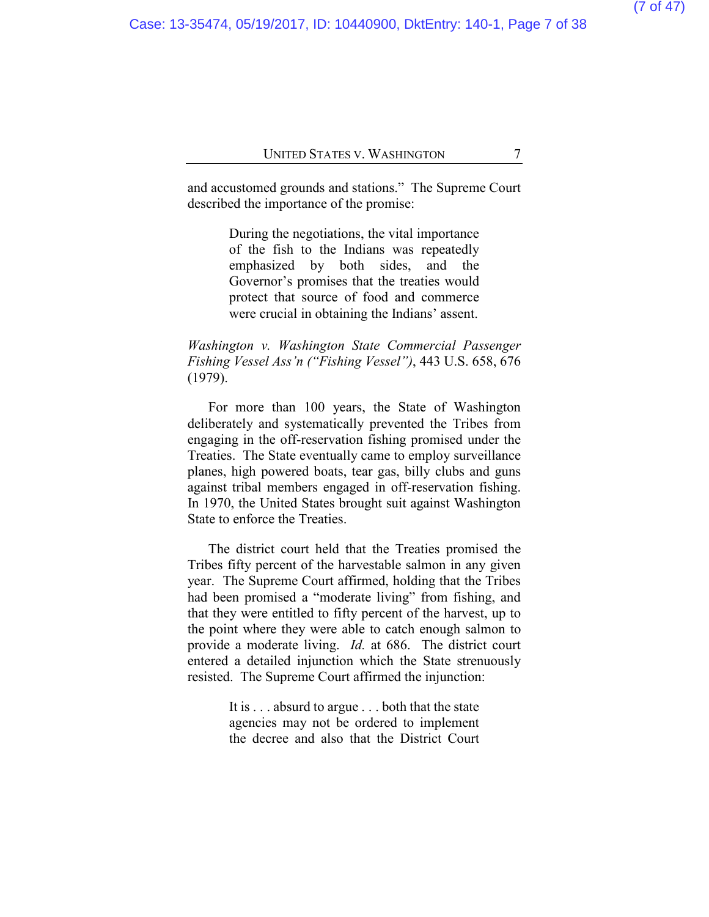and accustomed grounds and stations." The Supreme Court described the importance of the promise:

> During the negotiations, the vital importance of the fish to the Indians was repeatedly emphasized by both sides, and the Governor's promises that the treaties would protect that source of food and commerce were crucial in obtaining the Indians' assent.

*Washington v. Washington State Commercial Passenger Fishing Vessel Ass'n ("Fishing Vessel")*, 443 U.S. 658, 676 (1979).

For more than 100 years, the State of Washington deliberately and systematically prevented the Tribes from engaging in the off-reservation fishing promised under the Treaties. The State eventually came to employ surveillance planes, high powered boats, tear gas, billy clubs and guns against tribal members engaged in off-reservation fishing. In 1970, the United States brought suit against Washington State to enforce the Treaties.

The district court held that the Treaties promised the Tribes fifty percent of the harvestable salmon in any given year. The Supreme Court affirmed, holding that the Tribes had been promised a "moderate living" from fishing, and that they were entitled to fifty percent of the harvest, up to the point where they were able to catch enough salmon to provide a moderate living. *Id.* at 686. The district court entered a detailed injunction which the State strenuously resisted. The Supreme Court affirmed the injunction:

> It is . . . absurd to argue . . . both that the state agencies may not be ordered to implement the decree and also that the District Court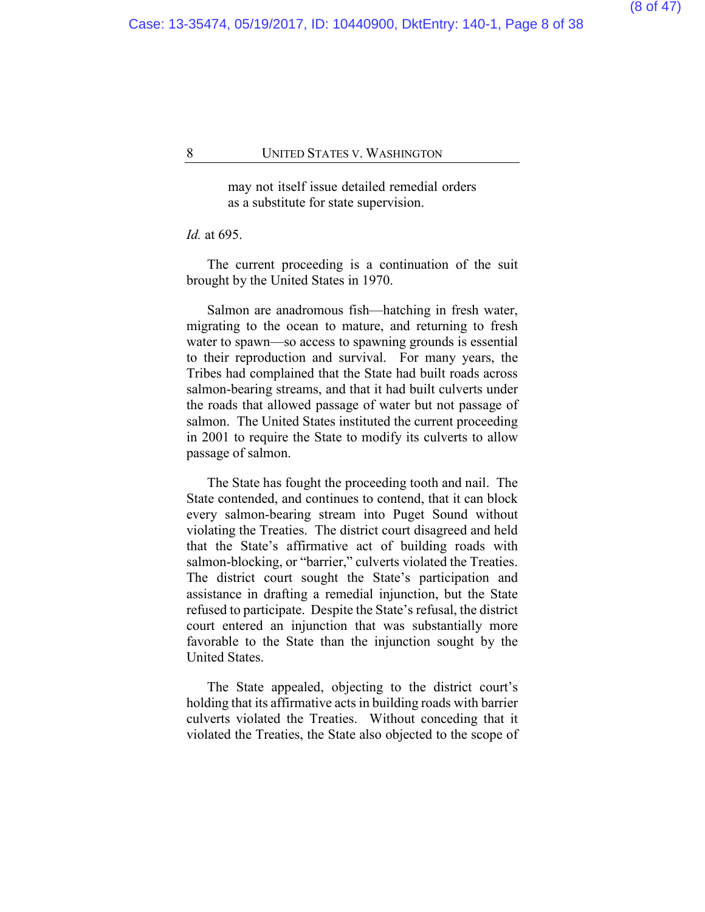> may not itself issue detailed remedial orders as a substitute for state supervision.

*Id.* at 695.

The current proceeding is a continuation of the suit brought by the United States in 1970.

Salmon are anadromous fish—hatching in fresh water, migrating to the ocean to mature, and returning to fresh water to spawn—so access to spawning grounds is essential to their reproduction and survival. For many years, the Tribes had complained that the State had built roads across salmon-bearing streams, and that it had built culverts under the roads that allowed passage of water but not passage of salmon. The United States instituted the current proceeding in 2001 to require the State to modify its culverts to allow passage of salmon.

The State has fought the proceeding tooth and nail. The State contended, and continues to contend, that it can block every salmon-bearing stream into Puget Sound without violating the Treaties. The district court disagreed and held that the State's affirmative act of building roads with salmon-blocking, or "barrier," culverts violated the Treaties. The district court sought the State's participation and assistance in drafting a remedial injunction, but the State refused to participate. Despite the State's refusal, the district court entered an injunction that was substantially more favorable to the State than the injunction sought by the United States.

The State appealed, objecting to the district court's holding that its affirmative acts in building roads with barrier culverts violated the Treaties. Without conceding that it violated the Treaties, the State also objected to the scope of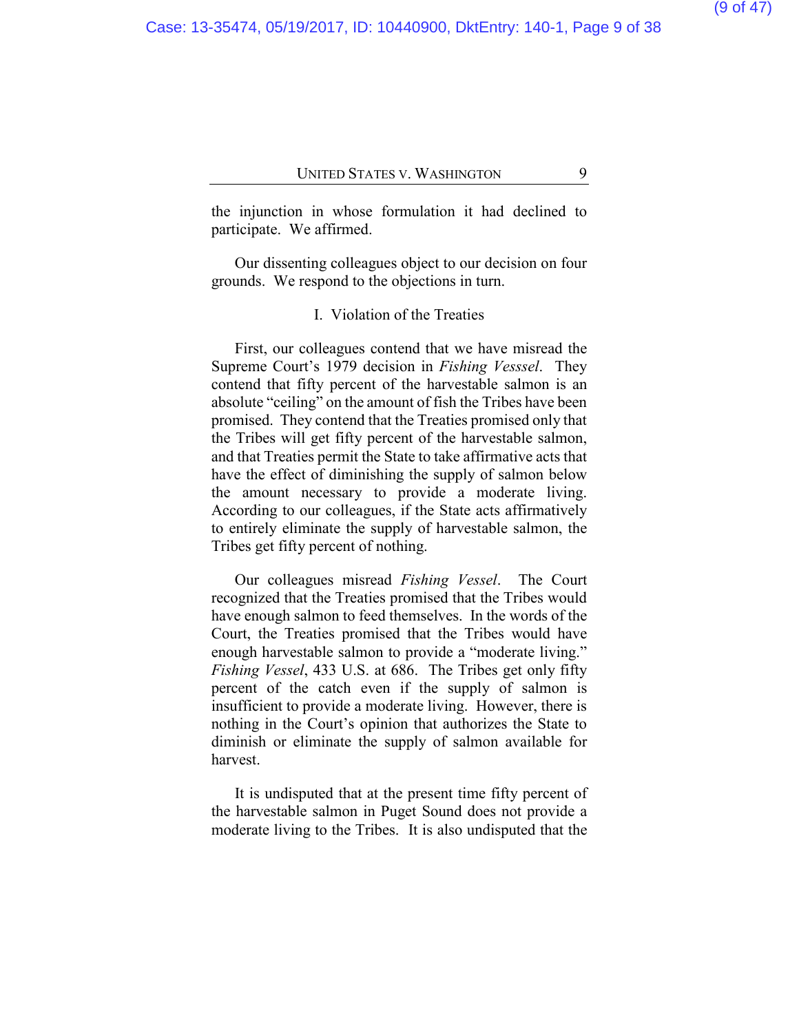the injunction in whose formulation it had declined to participate. We affirmed.

Our dissenting colleagues object to our decision on four grounds. We respond to the objections in turn.

## I. Violation of the Treaties

First, our colleagues contend that we have misread the Supreme Court's 1979 decision in *Fishing Vesssel*. They contend that fifty percent of the harvestable salmon is an absolute "ceiling" on the amount of fish the Tribes have been promised. They contend that the Treaties promised only that the Tribes will get fifty percent of the harvestable salmon, and that Treaties permit the State to take affirmative acts that have the effect of diminishing the supply of salmon below the amount necessary to provide a moderate living. According to our colleagues, if the State acts affirmatively to entirely eliminate the supply of harvestable salmon, the Tribes get fifty percent of nothing.

Our colleagues misread *Fishing Vessel*. The Court recognized that the Treaties promised that the Tribes would have enough salmon to feed themselves. In the words of the Court, the Treaties promised that the Tribes would have enough harvestable salmon to provide a "moderate living." *Fishing Vessel*, 433 U.S. at 686. The Tribes get only fifty percent of the catch even if the supply of salmon is insufficient to provide a moderate living. However, there is nothing in the Court's opinion that authorizes the State to diminish or eliminate the supply of salmon available for harvest.

It is undisputed that at the present time fifty percent of the harvestable salmon in Puget Sound does not provide a moderate living to the Tribes. It is also undisputed that the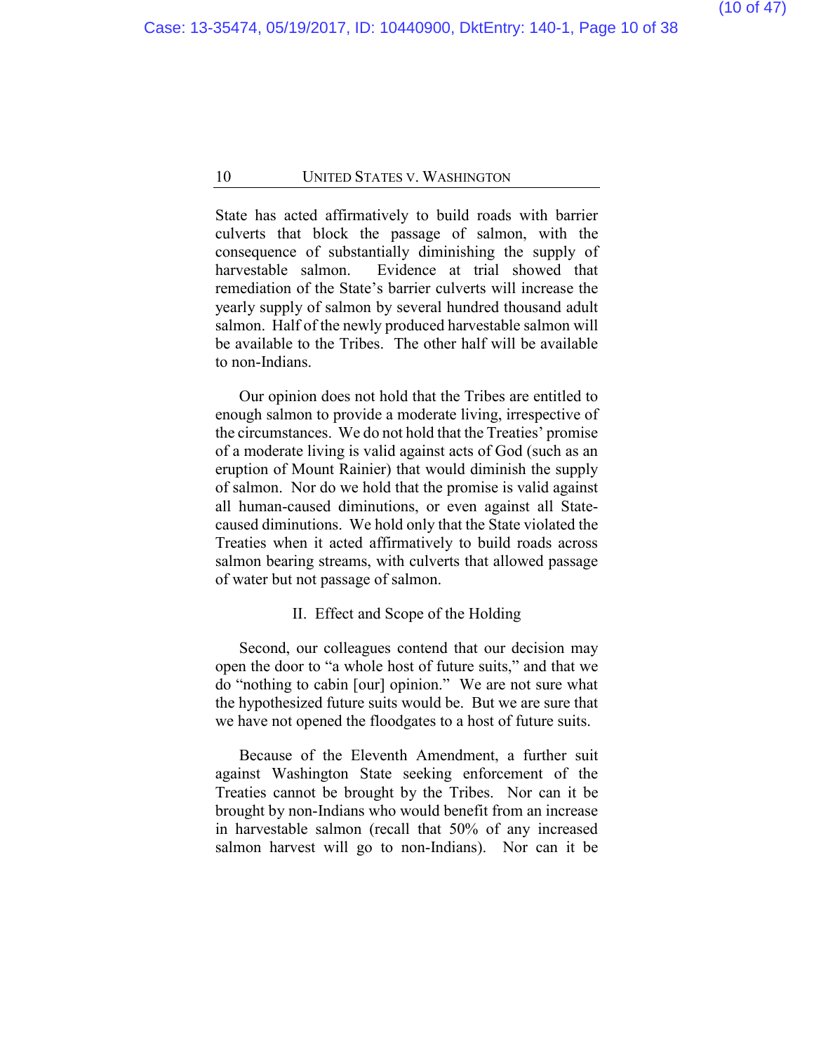State has acted affirmatively to build roads with barrier culverts that block the passage of salmon, with the consequence of substantially diminishing the supply of harvestable salmon. Evidence at trial showed that remediation of the State's barrier culverts will increase the yearly supply of salmon by several hundred thousand adult salmon. Half of the newly produced harvestable salmon will be available to the Tribes. The other half will be available to non-Indians.

Our opinion does not hold that the Tribes are entitled to enough salmon to provide a moderate living, irrespective of the circumstances. We do not hold that the Treaties' promise of a moderate living is valid against acts of God (such as an eruption of Mount Rainier) that would diminish the supply of salmon. Nor do we hold that the promise is valid against all human-caused diminutions, or even against all State-caused diminutions. We hold only that the State violated the Treaties when it acted affirmatively to build roads across salmon bearing streams, with culverts that allowed passage of water but not passage of salmon.

## II. Effect and Scope of the Holding

Second, our colleagues contend that our decision may open the door to "a whole host of future suits," and that we do "nothing to cabin [our] opinion." We are not sure what the hypothesized future suits would be. But we are sure that we have not opened the floodgates to a host of future suits.

Because of the Eleventh Amendment, a further suit against Washington State seeking enforcement of the Treaties cannot be brought by the Tribes. Nor can it be brought by non-Indians who would benefit from an increase in harvestable salmon (recall that 50% of any increased salmon harvest will go to non-Indians). Nor can it be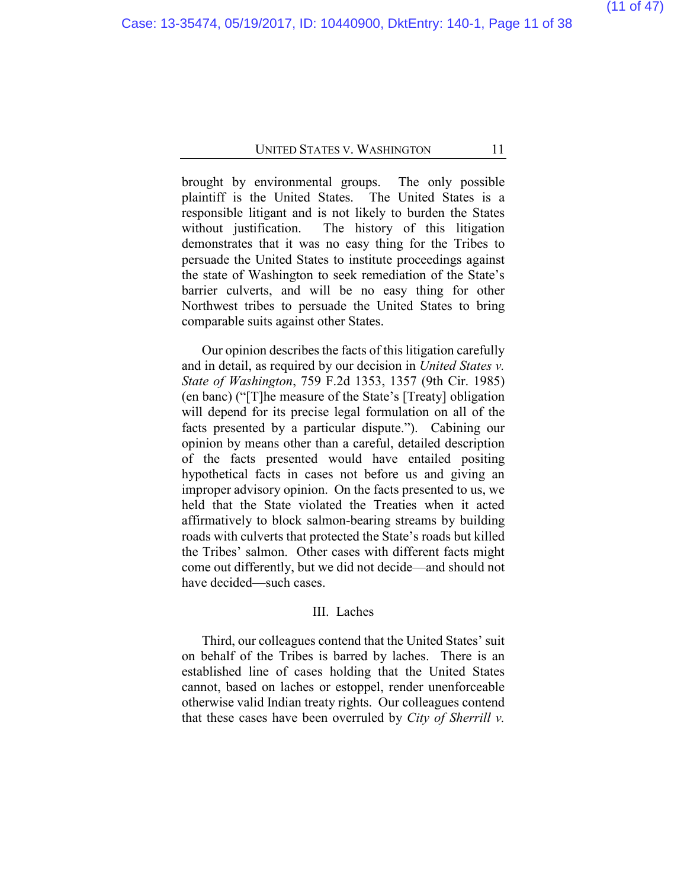brought by environmental groups. The only possible plaintiff is the United States. The United States is a responsible litigant and is not likely to burden the States without justification. The history of this litigation demonstrates that it was no easy thing for the Tribes to persuade the United States to institute proceedings against the state of Washington to seek remediation of the State's barrier culverts, and will be no easy thing for other Northwest tribes to persuade the United States to bring comparable suits against other States.

Our opinion describes the facts of this litigation carefully and in detail, as required by our decision in *United States v. State of Washington*, 759 F.2d 1353, 1357 (9th Cir. 1985) (en banc) ("[T]he measure of the State's [Treaty] obligation will depend for its precise legal formulation on all of the facts presented by a particular dispute."). Cabining our opinion by means other than a careful, detailed description of the facts presented would have entailed positing hypothetical facts in cases not before us and giving an improper advisory opinion. On the facts presented to us, we held that the State violated the Treaties when it acted affirmatively to block salmon-bearing streams by building roads with culverts that protected the State's roads but killed the Tribes' salmon. Other cases with different facts might come out differently, but we did not decide—and should not have decided—such cases.

## III. Laches

Third, our colleagues contend that the United States' suit on behalf of the Tribes is barred by laches. There is an established line of cases holding that the United States cannot, based on laches or estoppel, render unenforceable otherwise valid Indian treaty rights. Our colleagues contend that these cases have been overruled by *City of Sherrill v.*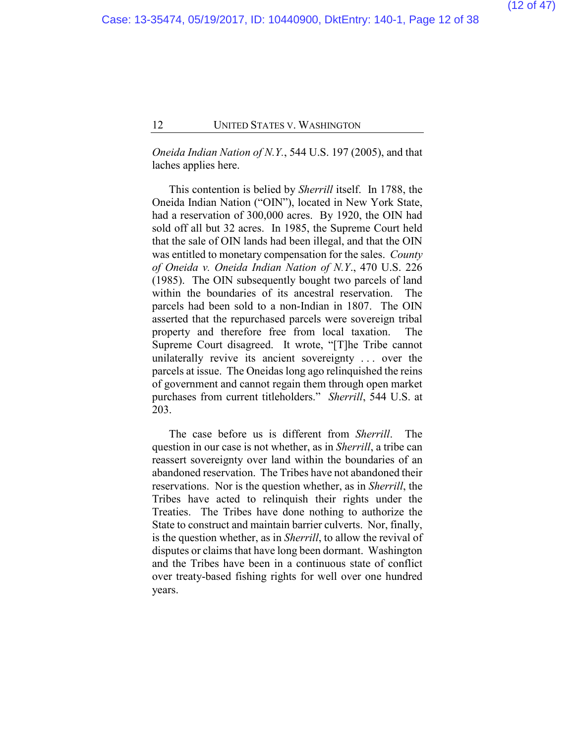*Oneida Indian Nation of N.Y.*, 544 U.S. 197 (2005), and that laches applies here.

This contention is belied by *Sherrill* itself. In 1788, the Oneida Indian Nation ("OIN"), located in New York State, had a reservation of 300,000 acres. By 1920, the OIN had sold off all but 32 acres. In 1985, the Supreme Court held that the sale of OIN lands had been illegal, and that the OIN was entitled to monetary compensation for the sales. *County of Oneida v. Oneida Indian Nation of N.Y.*, 470 U.S. 226 (1985). The OIN subsequently bought two parcels of land within the boundaries of its ancestral reservation. The parcels had been sold to a non-Indian in 1807. The OIN asserted that the repurchased parcels were sovereign tribal property and therefore free from local taxation. The Supreme Court disagreed. It wrote, "[T]he Tribe cannot unilaterally revive its ancient sovereignty . . . over the parcels at issue. The Oneidas long ago relinquished the reins of government and cannot regain them through open market purchases from current titleholders." *Sherrill*, 544 U.S. at 203.

The case before us is different from *Sherrill*. The question in our case is not whether, as in *Sherrill*, a tribe can reassert sovereignty over land within the boundaries of an abandoned reservation. The Tribes have not abandoned their reservations. Nor is the question whether, as in *Sherrill*, the Tribes have acted to relinquish their rights under the Treaties. The Tribes have done nothing to authorize the State to construct and maintain barrier culverts. Nor, finally, is the question whether, as in *Sherrill*, to allow the revival of disputes or claims that have long been dormant. Washington and the Tribes have been in a continuous state of conflict over treaty-based fishing rights for well over one hundred years.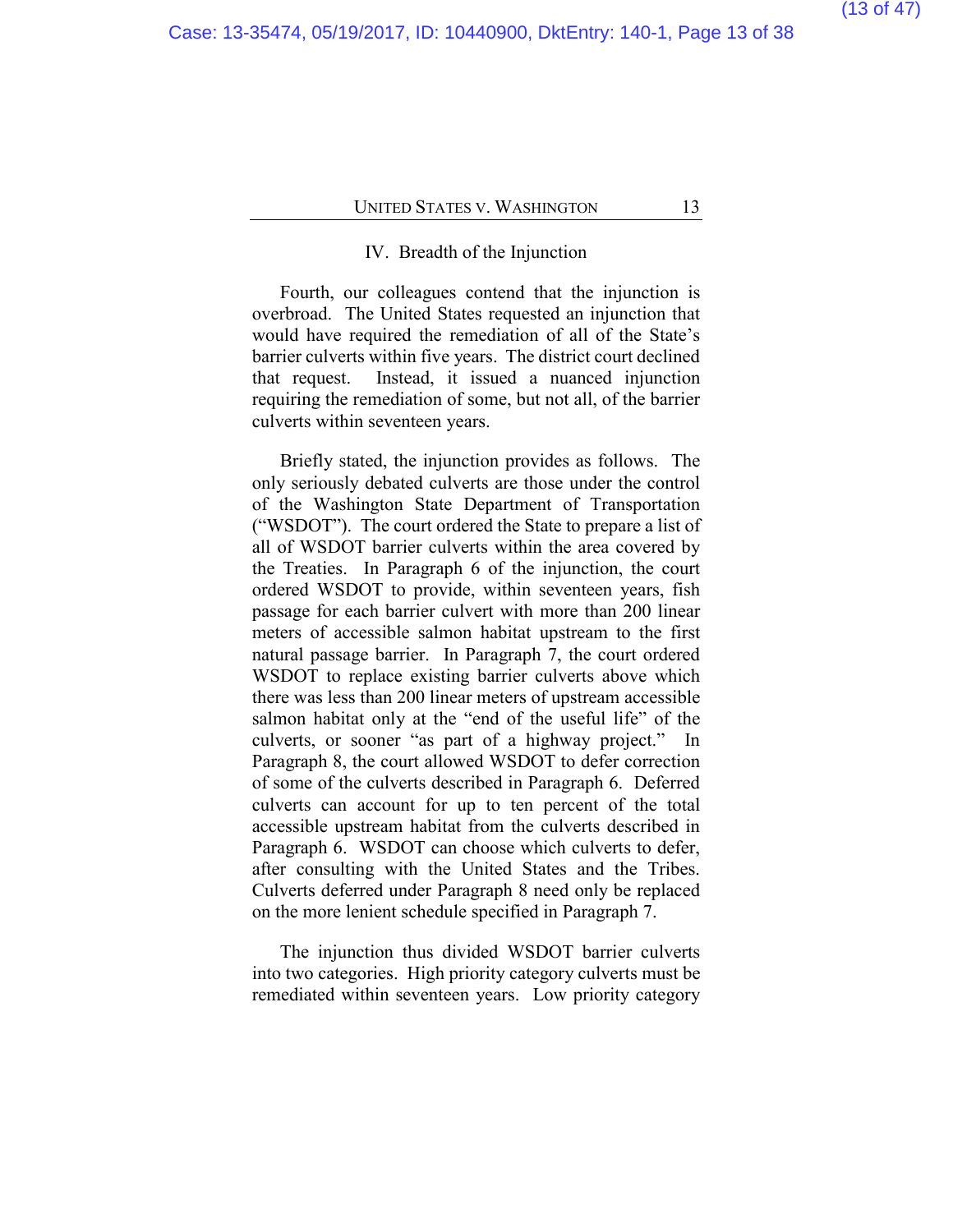## IV. Breadth of the Injunction

Fourth, our colleagues contend that the injunction is overbroad. The United States requested an injunction that would have required the remediation of all of the State's barrier culverts within five years. The district court declined that request. Instead, it issued a nuanced injunction requiring the remediation of some, but not all, of the barrier culverts within seventeen years.

Briefly stated, the injunction provides as follows. The only seriously debated culverts are those under the control of the Washington State Department of Transportation ("WSDOT"). The court ordered the State to prepare a list of all of WSDOT barrier culverts within the area covered by the Treaties. In Paragraph 6 of the injunction, the court ordered WSDOT to provide, within seventeen years, fish passage for each barrier culvert with more than 200 linear meters of accessible salmon habitat upstream to the first natural passage barrier. In Paragraph 7, the court ordered WSDOT to replace existing barrier culverts above which there was less than 200 linear meters of upstream accessible salmon habitat only at the "end of the useful life" of the culverts, or sooner "as part of a highway project." In Paragraph 8, the court allowed WSDOT to defer correction of some of the culverts described in Paragraph 6. Deferred culverts can account for up to ten percent of the total accessible upstream habitat from the culverts described in Paragraph 6. WSDOT can choose which culverts to defer, after consulting with the United States and the Tribes. Culverts deferred under Paragraph 8 need only be replaced on the more lenient schedule specified in Paragraph 7.

The injunction thus divided WSDOT barrier culverts into two categories. High priority category culverts must be remediated within seventeen years. Low priority category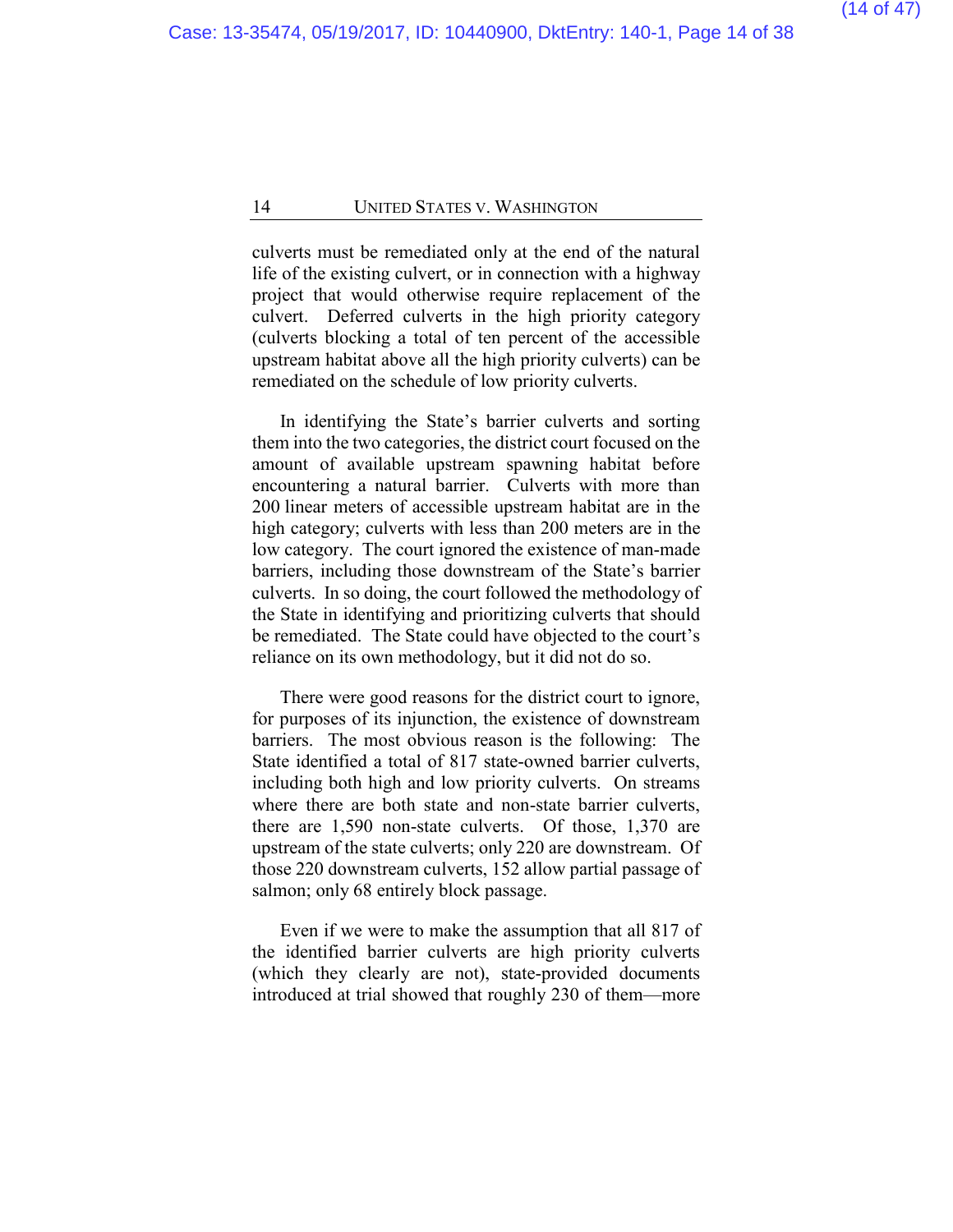culverts must be remediated only at the end of the natural life of the existing culvert, or in connection with a highway project that would otherwise require replacement of the culvert. Deferred culverts in the high priority category (culverts blocking a total of ten percent of the accessible upstream habitat above all the high priority culverts) can be remediated on the schedule of low priority culverts.

In identifying the State's barrier culverts and sorting them into the two categories, the district court focused on the amount of available upstream spawning habitat before encountering a natural barrier. Culverts with more than 200 linear meters of accessible upstream habitat are in the high category; culverts with less than 200 meters are in the low category. The court ignored the existence of man-made barriers, including those downstream of the State's barrier culverts. In so doing, the court followed the methodology of the State in identifying and prioritizing culverts that should be remediated. The State could have objected to the court's reliance on its own methodology, but it did not do so.

There were good reasons for the district court to ignore, for purposes of its injunction, the existence of downstream barriers. The most obvious reason is the following: The State identified a total of 817 state-owned barrier culverts, including both high and low priority culverts. On streams where there are both state and non-state barrier culverts, there are 1,590 non-state culverts. Of those, 1,370 are upstream of the state culverts; only 220 are downstream. Of those 220 downstream culverts, 152 allow partial passage of salmon; only 68 entirely block passage.

Even if we were to make the assumption that all 817 of the identified barrier culverts are high priority culverts (which they clearly are not), state-provided documents introduced at trial showed that roughly 230 of them—more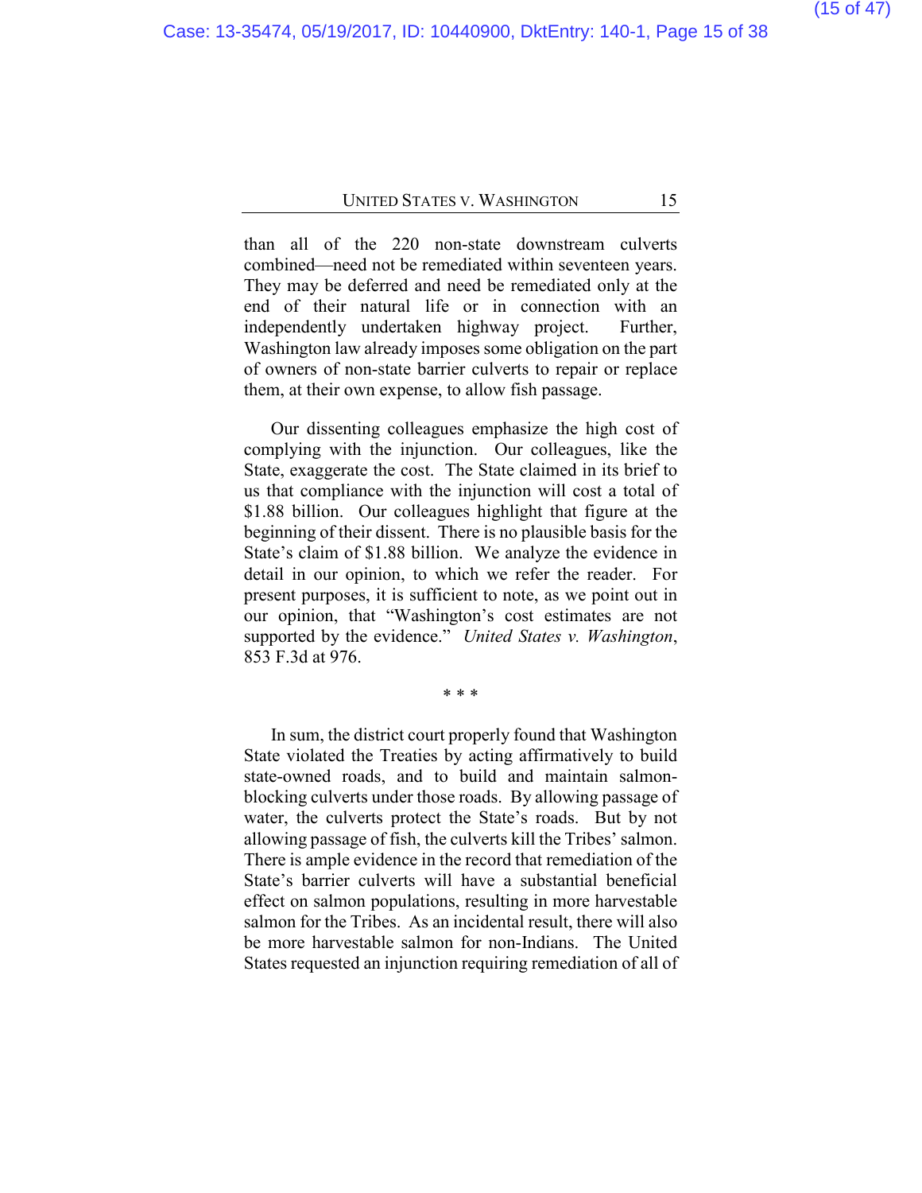than all of the 220 non-state downstream culverts combined—need not be remediated within seventeen years. They may be deferred and need be remediated only at the end of their natural life or in connection with an independently undertaken highway project. Further, Washington law already imposes some obligation on the part of owners of non-state barrier culverts to repair or replace them, at their own expense, to allow fish passage.

Our dissenting colleagues emphasize the high cost of complying with the injunction. Our colleagues, like the State, exaggerate the cost. The State claimed in its brief to us that compliance with the injunction will cost a total of $1.88 billion. Our colleagues highlight that figure at the beginning of their dissent. There is no plausible basis for the State's claim of $1.88 billion. We analyze the evidence in detail in our opinion, to which we refer the reader. For present purposes, it is sufficient to note, as we point out in our opinion, that "Washington's cost estimates are not supported by the evidence." *United States v. Washington*, 853 F.3d at 976.

\* \* \*

In sum, the district court properly found that Washington State violated the Treaties by acting affirmatively to build state-owned roads, and to build and maintain salmon-blocking culverts under those roads. By allowing passage of water, the culverts protect the State's roads. But by not allowing passage of fish, the culverts kill the Tribes' salmon. There is ample evidence in the record that remediation of the State's barrier culverts will have a substantial beneficial effect on salmon populations, resulting in more harvestable salmon for the Tribes. As an incidental result, there will also be more harvestable salmon for non-Indians. The United States requested an injunction requiring remediation of all of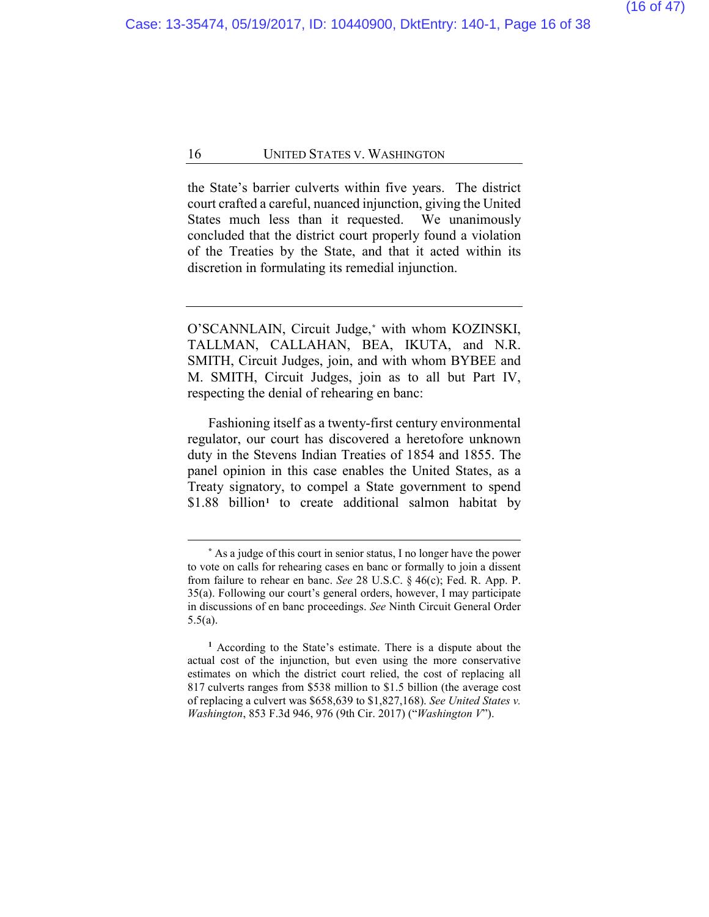the State's barrier culverts within five years. The district court crafted a careful, nuanced injunction, giving the United States much less than it requested. We unanimously concluded that the district court properly found a violation of the Treaties by the State, and that it acted within its discretion in formulating its remedial injunction.

---

O'SCANNLAIN, Circuit Judge,[*] with whom KOZINSKI, TALLMAN, CALLAHAN, BEA, IKUTA, and N.R. SMITH, Circuit Judges, join, and with whom BYBEE and M. SMITH, Circuit Judges, join as to all but Part IV, respecting the denial of rehearing en banc:

Fashioning itself as a twenty-first century environmental regulator, our court has discovered a heretofore unknown duty in the Stevens Indian Treaties of 1854 and 1855. The panel opinion in this case enables the United States, as a Treaty signatory, to compel a State government to spend $1.88 billion[1] to create additional salmon habitat by

---

[*] As a judge of this court in senior status, I no longer have the power to vote on calls for rehearing cases en banc or formally to join a dissent from failure to rehear en banc. *See* 28 U.S.C. § 46(c); Fed. R. App. P. 35(a). Following our court's general orders, however, I may participate in discussions of en banc proceedings. *See* Ninth Circuit General Order 5.5(a).

[1] According to the State's estimate. There is a dispute about the actual cost of the injunction, but even using the more conservative estimates on which the district court relied, the cost of replacing all 817 culverts ranges from $538 million to $1.5 billion (the average cost of replacing a culvert was $658,639 to $1,827,168). *See United States v. Washington*, 853 F.3d 946, 976 (9th Cir. 2017) ("*Washington V*").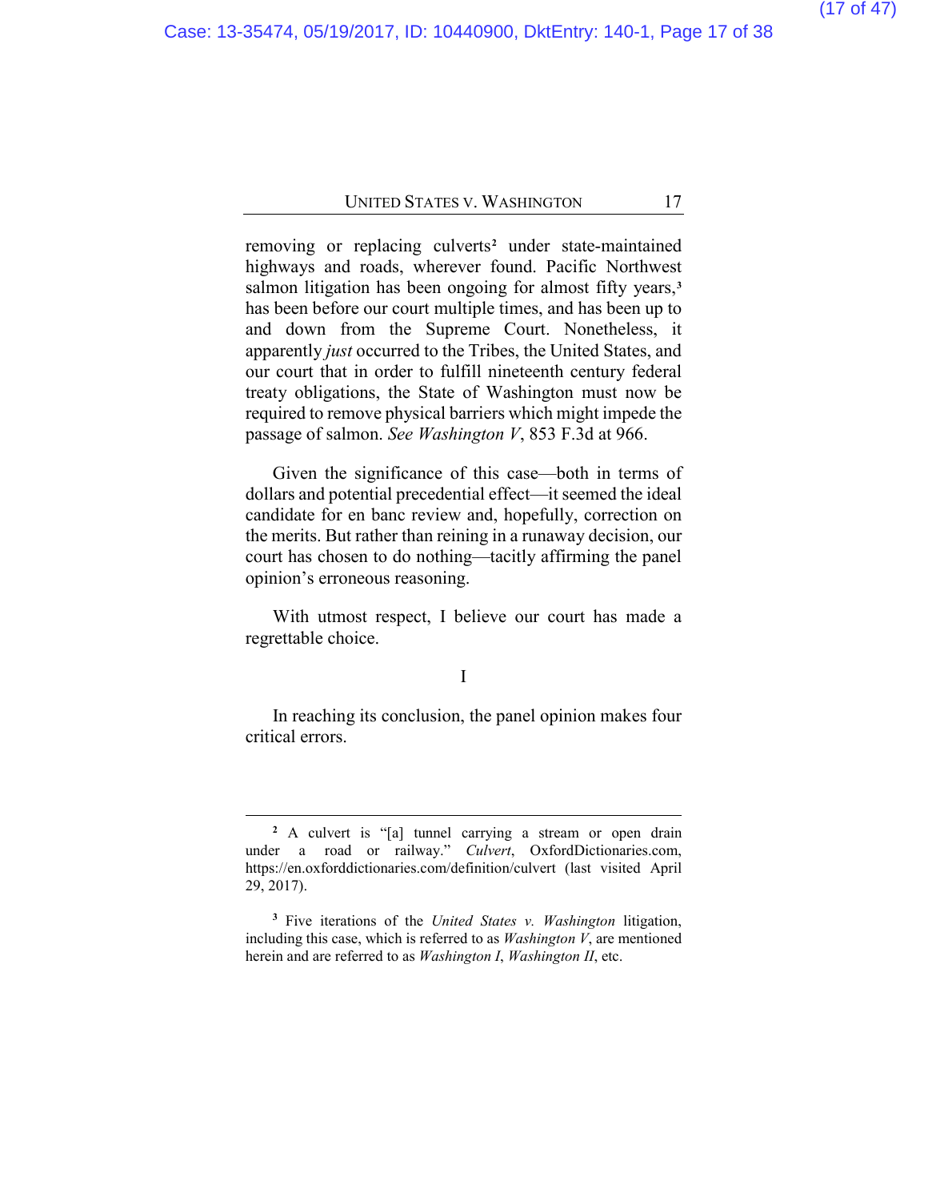removing or replacing culverts[2] under state-maintained highways and roads, wherever found. Pacific Northwest salmon litigation has been ongoing for almost fifty years,[3] has been before our court multiple times, and has been up to and down from the Supreme Court. Nonetheless, it apparently *just* occurred to the Tribes, the United States, and our court that in order to fulfill nineteenth century federal treaty obligations, the State of Washington must now be required to remove physical barriers which might impede the passage of salmon. *See Washington V*, 853 F.3d at 966.

Given the significance of this case—both in terms of dollars and potential precedential effect—it seemed the ideal candidate for en banc review and, hopefully, correction on the merits. But rather than reining in a runaway decision, our court has chosen to do nothing—tacitly affirming the panel opinion's erroneous reasoning.

With utmost respect, I believe our court has made a regrettable choice.

I

In reaching its conclusion, the panel opinion makes four critical errors.

---

[2] A culvert is "[a] tunnel carrying a stream or open drain under a road or railway." *Culvert*, OxfordDictionaries.com, https://en.oxforddictionaries.com/definition/culvert (last visited April 29, 2017).

[3] Five iterations of the *United States v. Washington* litigation, including this case, which is referred to as *Washington V*, are mentioned herein and are referred to as *Washington I*, *Washington II*, etc.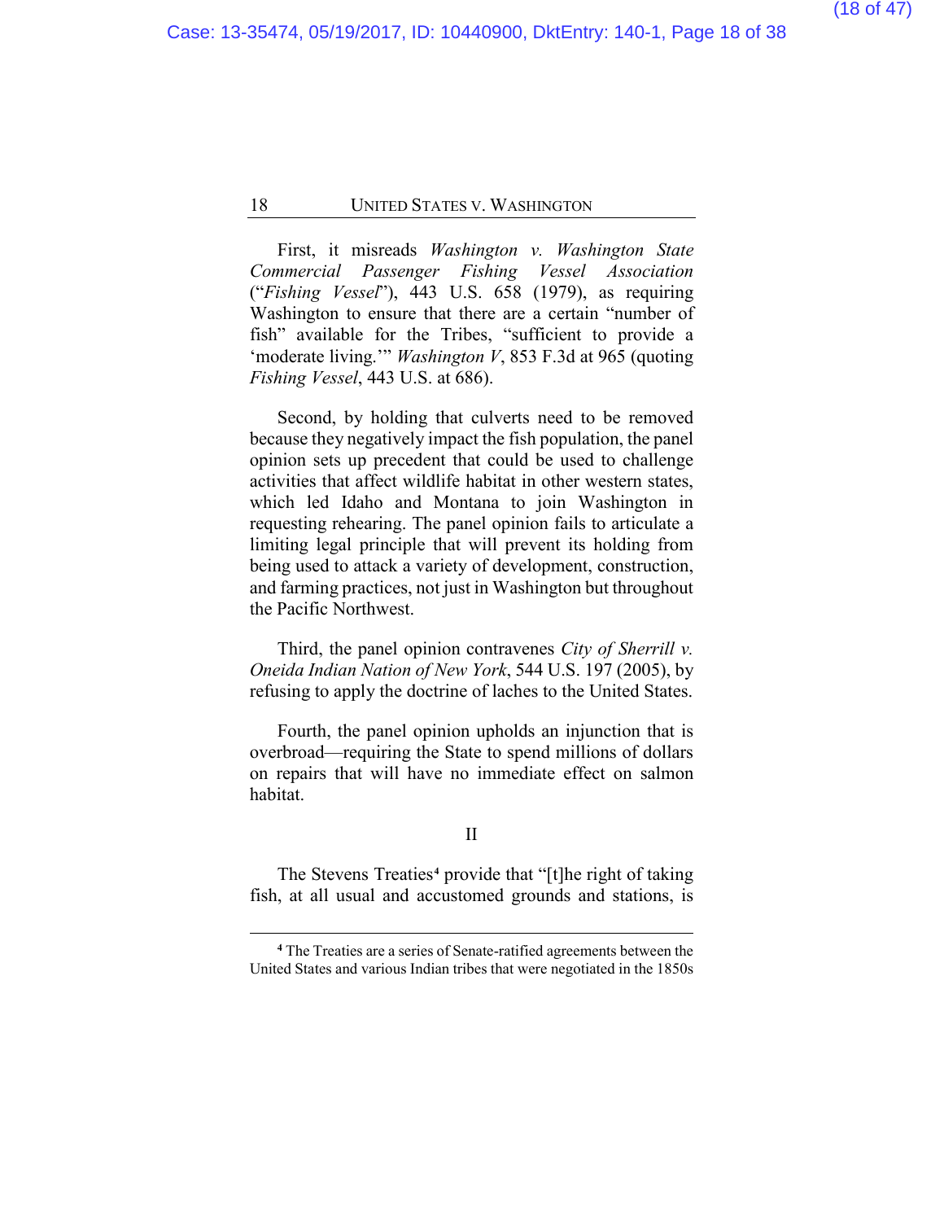First, it misreads *Washington v. Washington State Commercial Passenger Fishing Vessel Association* ("*Fishing Vessel*"), 443 U.S. 658 (1979), as requiring Washington to ensure that there are a certain "number of fish" available for the Tribes, "sufficient to provide a 'moderate living.'" *Washington V*, 853 F.3d at 965 (quoting *Fishing Vessel*, 443 U.S. at 686).

Second, by holding that culverts need to be removed because they negatively impact the fish population, the panel opinion sets up precedent that could be used to challenge activities that affect wildlife habitat in other western states, which led Idaho and Montana to join Washington in requesting rehearing. The panel opinion fails to articulate a limiting legal principle that will prevent its holding from being used to attack a variety of development, construction, and farming practices, not just in Washington but throughout the Pacific Northwest.

Third, the panel opinion contravenes *City of Sherrill v. Oneida Indian Nation of New York*, 544 U.S. 197 (2005), by refusing to apply the doctrine of laches to the United States.

Fourth, the panel opinion upholds an injunction that is overbroad—requiring the State to spend millions of dollars on repairs that will have no immediate effect on salmon habitat.

## II

The Stevens Treaties[4] provide that "[t]he right of taking fish, at all usual and accustomed grounds and stations, is

[4] The Treaties are a series of Senate-ratified agreements between the United States and various Indian tribes that were negotiated in the 1850s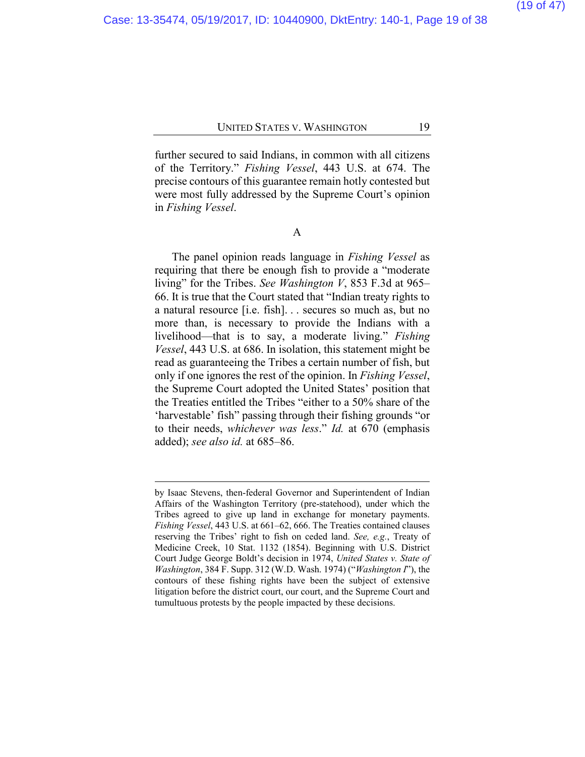further secured to said Indians, in common with all citizens of the Territory." *Fishing Vessel*, 443 U.S. at 674. The precise contours of this guarantee remain hotly contested but were most fully addressed by the Supreme Court's opinion in *Fishing Vessel*.

### A

The panel opinion reads language in *Fishing Vessel* as requiring that there be enough fish to provide a "moderate living" for the Tribes. *See Washington V*, 853 F.3d at 965–66. It is true that the Court stated that "Indian treaty rights to a natural resource [i.e. fish]. . . secures so much as, but no more than, is necessary to provide the Indians with a livelihood—that is to say, a moderate living." *Fishing Vessel*, 443 U.S. at 686. In isolation, this statement might be read as guaranteeing the Tribes a certain number of fish, but only if one ignores the rest of the opinion. In *Fishing Vessel*, the Supreme Court adopted the United States' position that the Treaties entitled the Tribes "either to a 50% share of the 'harvestable' fish" passing through their fishing grounds "or to their needs, *whichever was less*." *Id.* at 670 (emphasis added); *see also id.* at 685–86.

---

by Isaac Stevens, then-federal Governor and Superintendent of Indian Affairs of the Washington Territory (pre-statehood), under which the Tribes agreed to give up land in exchange for monetary payments. *Fishing Vessel*, 443 U.S. at 661–62, 666. The Treaties contained clauses reserving the Tribes' right to fish on ceded land. *See, e.g.*, Treaty of Medicine Creek, 10 Stat. 1132 (1854). Beginning with U.S. District Court Judge George Boldt's decision in 1974, *United States v. State of Washington*, 384 F. Supp. 312 (W.D. Wash. 1974) ("*Washington I*"), the contours of these fishing rights have been the subject of extensive litigation before the district court, our court, and the Supreme Court and tumultuous protests by the people impacted by these decisions.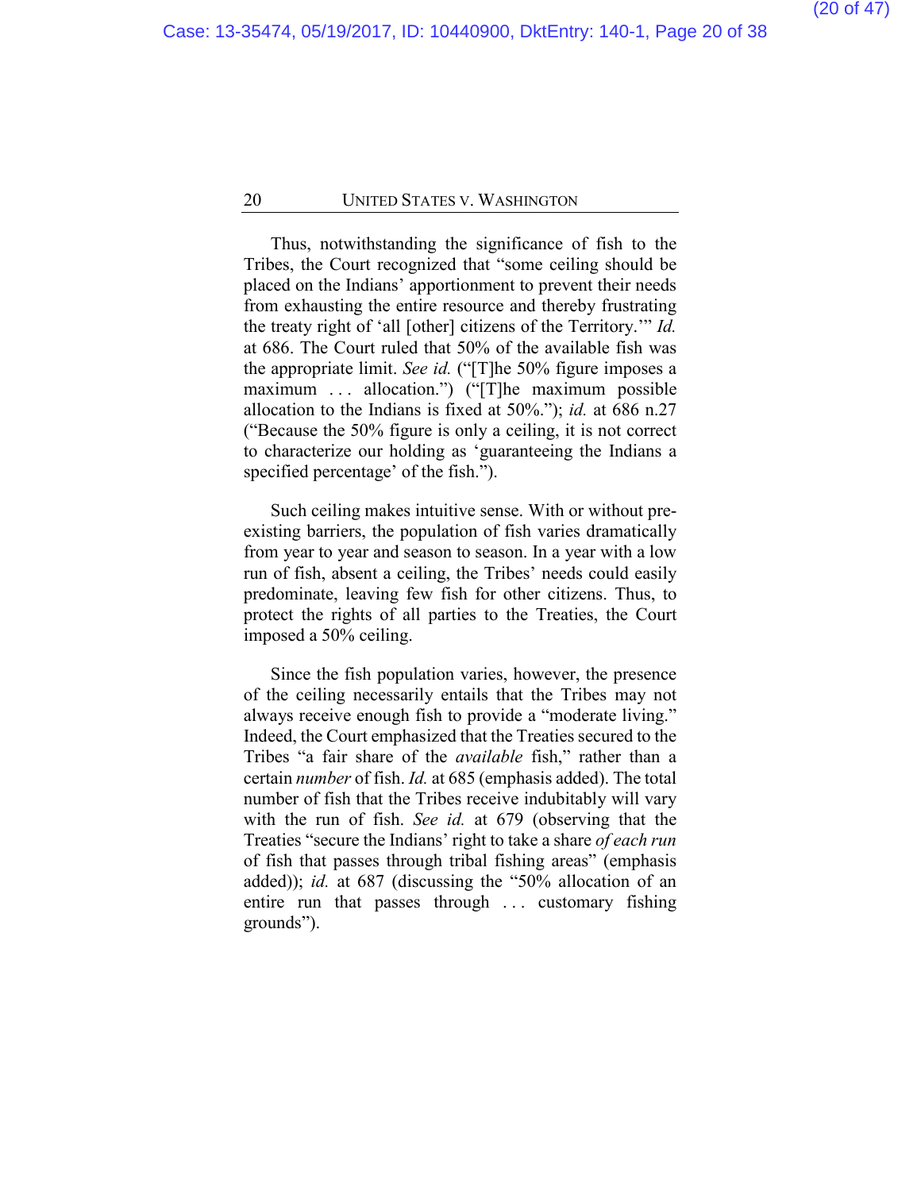Thus, notwithstanding the significance of fish to the Tribes, the Court recognized that "some ceiling should be placed on the Indians' apportionment to prevent their needs from exhausting the entire resource and thereby frustrating the treaty right of 'all [other] citizens of the Territory.'" *Id.* at 686. The Court ruled that 50% of the available fish was the appropriate limit. *See id.* ("[T]he 50% figure imposes a maximum . . . allocation.") ("[T]he maximum possible allocation to the Indians is fixed at 50%."); *id.* at 686 n.27 ("Because the 50% figure is only a ceiling, it is not correct to characterize our holding as 'guaranteeing the Indians a specified percentage' of the fish.").

Such ceiling makes intuitive sense. With or without pre-existing barriers, the population of fish varies dramatically from year to year and season to season. In a year with a low run of fish, absent a ceiling, the Tribes' needs could easily predominate, leaving few fish for other citizens. Thus, to protect the rights of all parties to the Treaties, the Court imposed a 50% ceiling.

Since the fish population varies, however, the presence of the ceiling necessarily entails that the Tribes may not always receive enough fish to provide a "moderate living." Indeed, the Court emphasized that the Treaties secured to the Tribes "a fair share of the *available* fish," rather than a certain *number* of fish. *Id.* at 685 (emphasis added). The total number of fish that the Tribes receive indubitably will vary with the run of fish. *See id.* at 679 (observing that the Treaties "secure the Indians' right to take a share *of each run* of fish that passes through tribal fishing areas" (emphasis added)); *id.* at 687 (discussing the "50% allocation of an entire run that passes through . . . customary fishing grounds").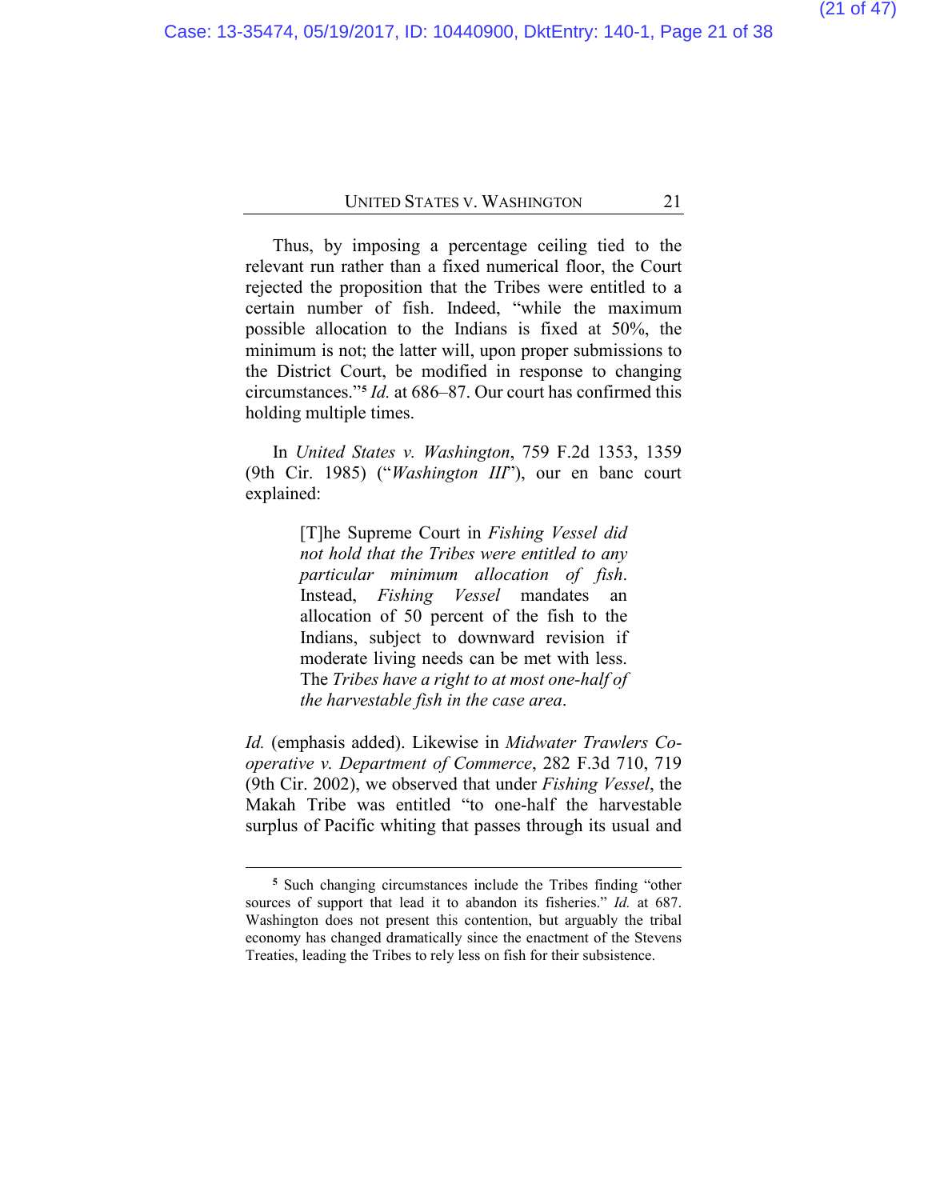Thus, by imposing a percentage ceiling tied to the relevant run rather than a fixed numerical floor, the Court rejected the proposition that the Tribes were entitled to a certain number of fish. Indeed, "while the maximum possible allocation to the Indians is fixed at 50%, the minimum is not; the latter will, upon proper submissions to the District Court, be modified in response to changing circumstances."[5] *Id.* at 686–87. Our court has confirmed this holding multiple times.

In *United States v. Washington*, 759 F.2d 1353, 1359 (9th Cir. 1985) ("*Washington III*"), our en banc court explained:

> [T]he Supreme Court in *Fishing Vessel did not hold that the Tribes were entitled to any particular minimum allocation of fish*. Instead, *Fishing Vessel* mandates an allocation of 50 percent of the fish to the Indians, subject to downward revision if moderate living needs can be met with less. The *Tribes have a right to at most one-half of the harvestable fish in the case area*.

*Id.* (emphasis added). Likewise in *Midwater Trawlers Co-operative v. Department of Commerce*, 282 F.3d 710, 719 (9th Cir. 2002), we observed that under *Fishing Vessel*, the Makah Tribe was entitled "to one-half the harvestable surplus of Pacific whiting that passes through its usual and

---

[5] Such changing circumstances include the Tribes finding "other sources of support that lead it to abandon its fisheries." *Id.* at 687. Washington does not present this contention, but arguably the tribal economy has changed dramatically since the enactment of the Stevens Treaties, leading the Tribes to rely less on fish for their subsistence.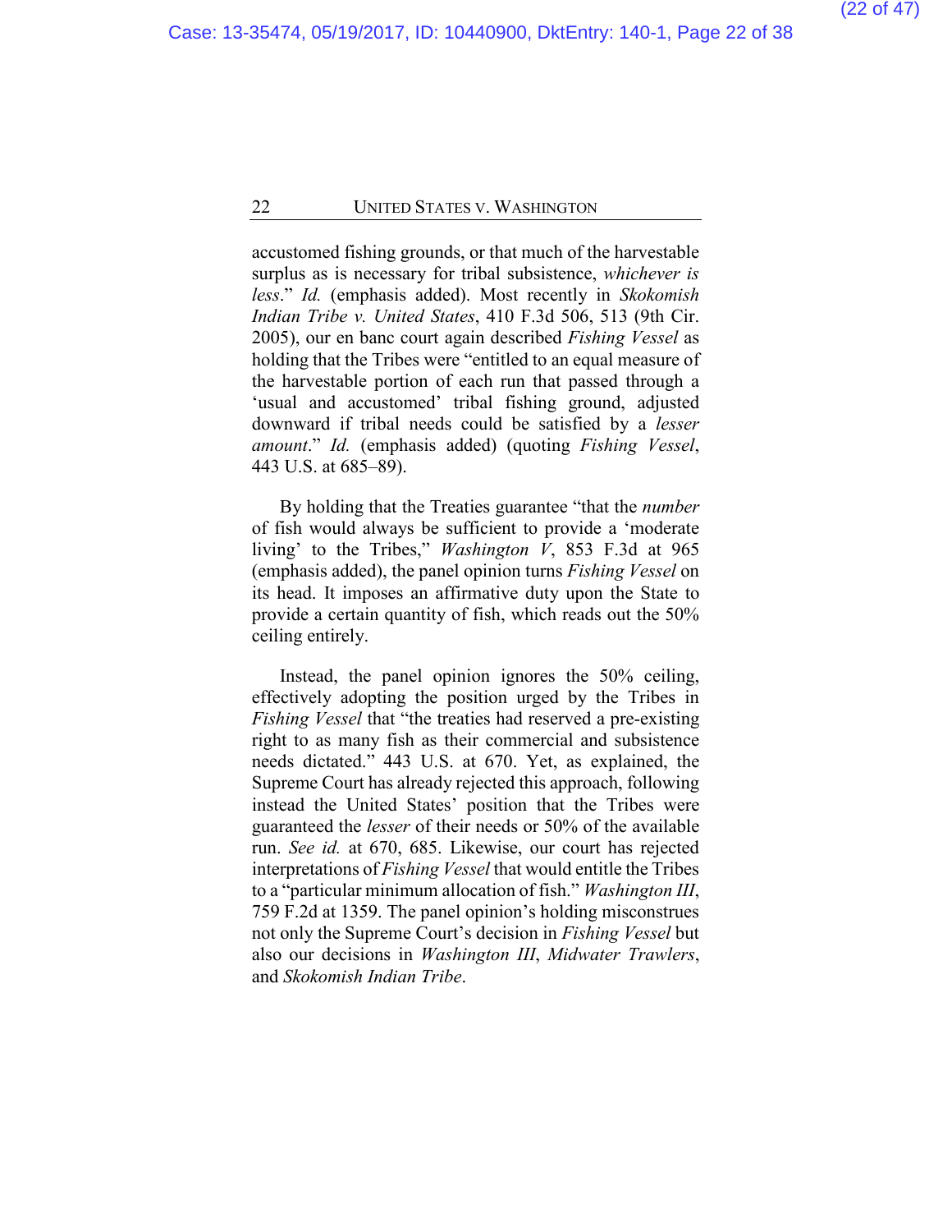accustomed fishing grounds, or that much of the harvestable surplus as is necessary for tribal subsistence, *whichever is less*." *Id.* (emphasis added). Most recently in *Skokomish Indian Tribe v. United States*, 410 F.3d 506, 513 (9th Cir. 2005), our en banc court again described *Fishing Vessel* as holding that the Tribes were "entitled to an equal measure of the harvestable portion of each run that passed through a 'usual and accustomed' tribal fishing ground, adjusted downward if tribal needs could be satisfied by a *lesser amount*." *Id.* (emphasis added) (quoting *Fishing Vessel*, 443 U.S. at 685–89).

By holding that the Treaties guarantee "that the *number* of fish would always be sufficient to provide a 'moderate living' to the Tribes," *Washington V*, 853 F.3d at 965 (emphasis added), the panel opinion turns *Fishing Vessel* on its head. It imposes an affirmative duty upon the State to provide a certain quantity of fish, which reads out the 50% ceiling entirely.

Instead, the panel opinion ignores the 50% ceiling, effectively adopting the position urged by the Tribes in *Fishing Vessel* that "the treaties had reserved a pre-existing right to as many fish as their commercial and subsistence needs dictated." 443 U.S. at 670. Yet, as explained, the Supreme Court has already rejected this approach, following instead the United States' position that the Tribes were guaranteed the *lesser* of their needs or 50% of the available run. *See id.* at 670, 685. Likewise, our court has rejected interpretations of *Fishing Vessel* that would entitle the Tribes to a "particular minimum allocation of fish." *Washington III*, 759 F.2d at 1359. The panel opinion's holding misconstrues not only the Supreme Court's decision in *Fishing Vessel* but also our decisions in *Washington III*, *Midwater Trawlers*, and *Skokomish Indian Tribe*.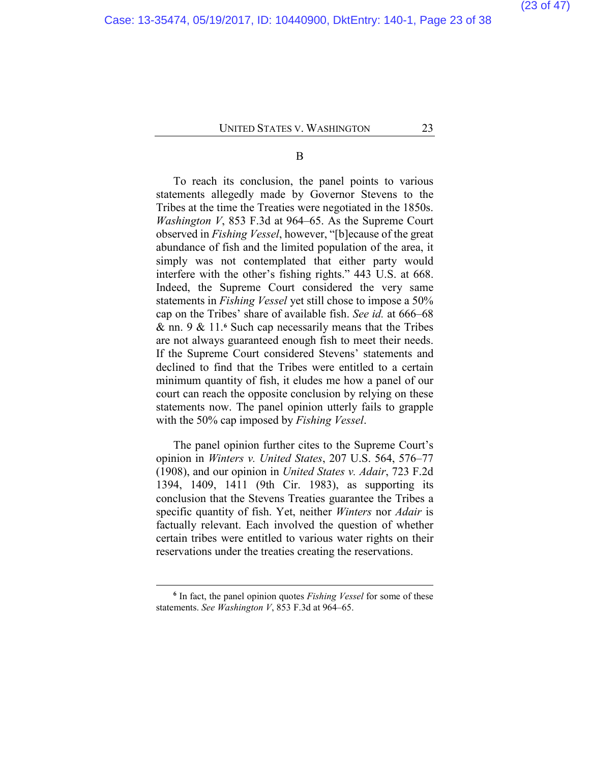B

To reach its conclusion, the panel points to various statements allegedly made by Governor Stevens to the Tribes at the time the Treaties were negotiated in the 1850s. *Washington V*, 853 F.3d at 964–65. As the Supreme Court observed in *Fishing Vessel*, however, "[b]ecause of the great abundance of fish and the limited population of the area, it simply was not contemplated that either party would interfere with the other's fishing rights." 443 U.S. at 668. Indeed, the Supreme Court considered the very same statements in *Fishing Vessel* yet still chose to impose a 50% cap on the Tribes' share of available fish. *See id.* at 666–68 & nn. 9 & 11.[6] Such cap necessarily means that the Tribes are not always guaranteed enough fish to meet their needs. If the Supreme Court considered Stevens' statements and declined to find that the Tribes were entitled to a certain minimum quantity of fish, it eludes me how a panel of our court can reach the opposite conclusion by relying on these statements now. The panel opinion utterly fails to grapple with the 50% cap imposed by *Fishing Vessel*.

The panel opinion further cites to the Supreme Court's opinion in *Winters v. United States*, 207 U.S. 564, 576–77 (1908), and our opinion in *United States v. Adair*, 723 F.2d 1394, 1409, 1411 (9th Cir. 1983), as supporting its conclusion that the Stevens Treaties guarantee the Tribes a specific quantity of fish. Yet, neither *Winters* nor *Adair* is factually relevant. Each involved the question of whether certain tribes were entitled to various water rights on their reservations under the treaties creating the reservations.

---

[6] In fact, the panel opinion quotes *Fishing Vessel* for some of these statements. *See Washington V*, 853 F.3d at 964–65.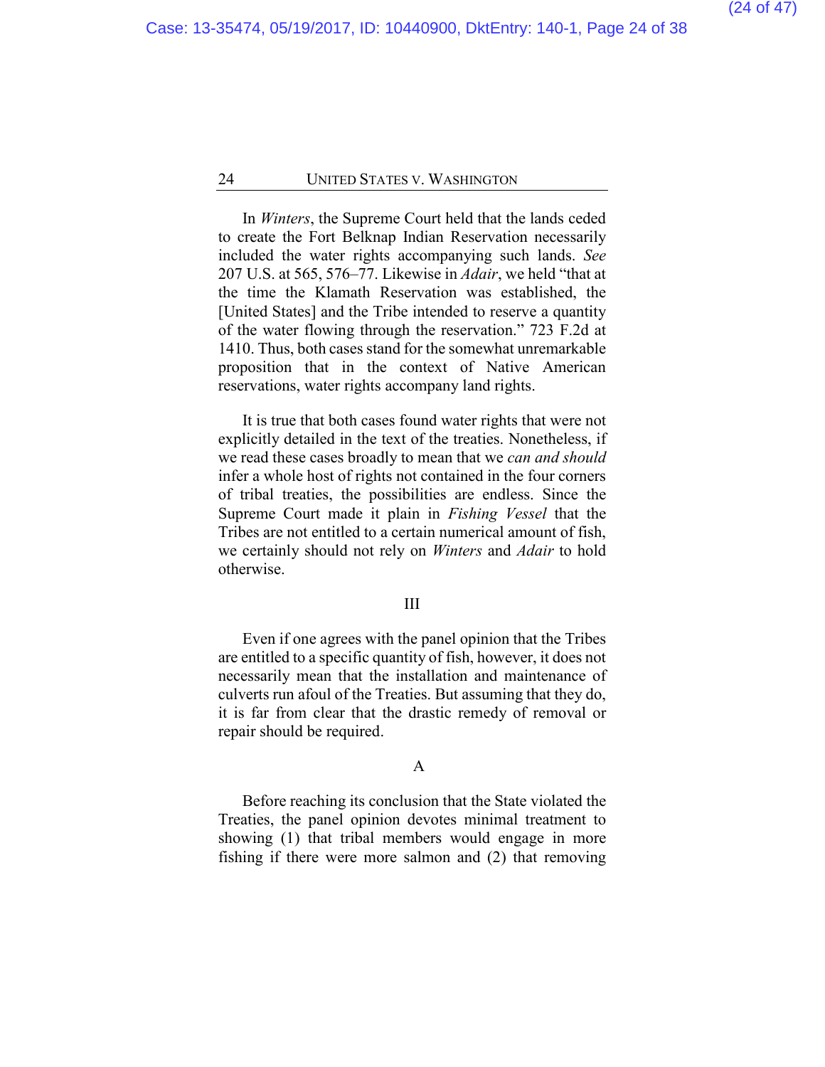In *Winters*, the Supreme Court held that the lands ceded to create the Fort Belknap Indian Reservation necessarily included the water rights accompanying such lands. *See* 207 U.S. at 565, 576–77. Likewise in *Adair*, we held "that at the time the Klamath Reservation was established, the [United States] and the Tribe intended to reserve a quantity of the water flowing through the reservation." 723 F.2d at 1410. Thus, both cases stand for the somewhat unremarkable proposition that in the context of Native American reservations, water rights accompany land rights.

It is true that both cases found water rights that were not explicitly detailed in the text of the treaties. Nonetheless, if we read these cases broadly to mean that we *can and should* infer a whole host of rights not contained in the four corners of tribal treaties, the possibilities are endless. Since the Supreme Court made it plain in *Fishing Vessel* that the Tribes are not entitled to a certain numerical amount of fish, we certainly should not rely on *Winters* and *Adair* to hold otherwise.

## III

Even if one agrees with the panel opinion that the Tribes are entitled to a specific quantity of fish, however, it does not necessarily mean that the installation and maintenance of culverts run afoul of the Treaties. But assuming that they do, it is far from clear that the drastic remedy of removal or repair should be required.

### A

Before reaching its conclusion that the State violated the Treaties, the panel opinion devotes minimal treatment to showing (1) that tribal members would engage in more fishing if there were more salmon and (2) that removing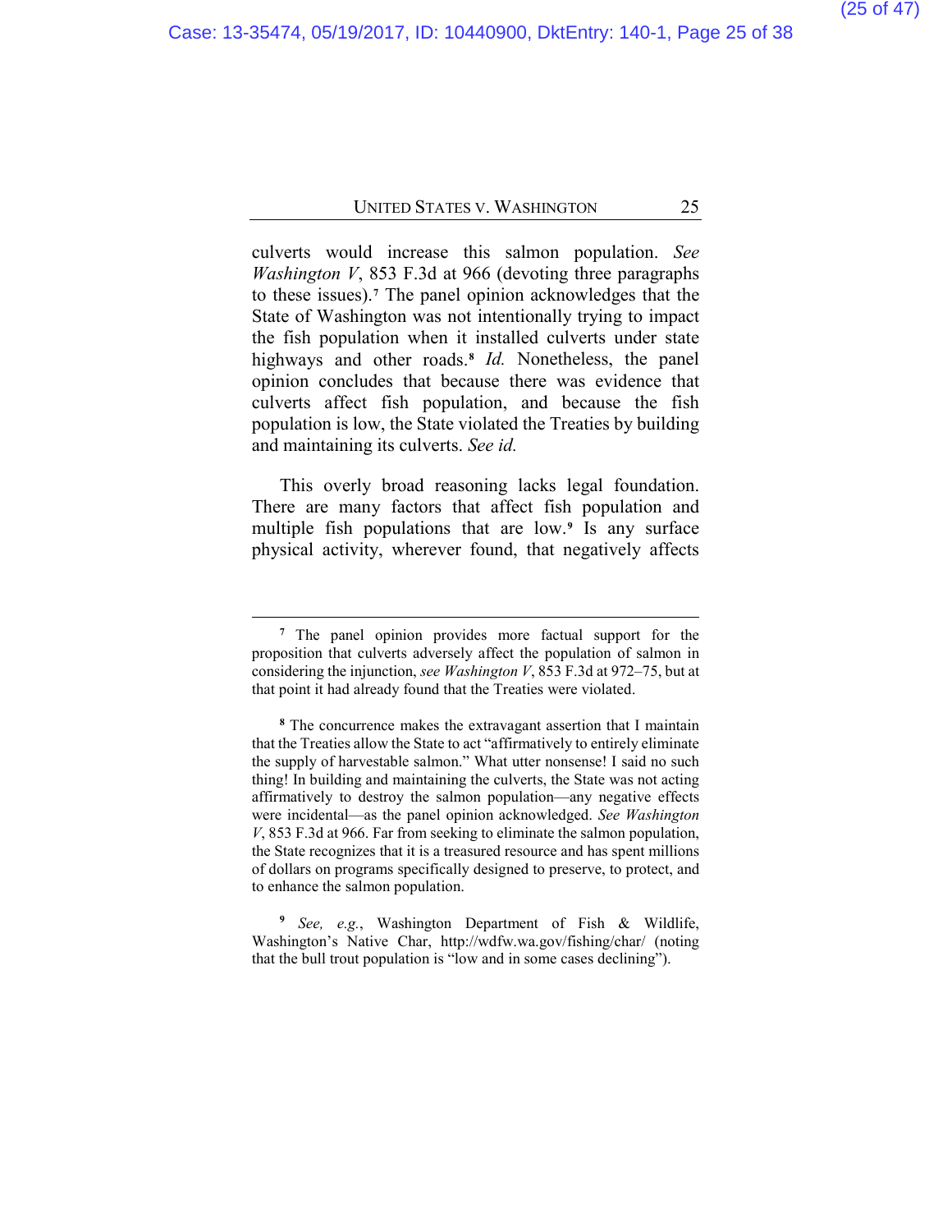culverts would increase this salmon population. *See Washington V*, 853 F.3d at 966 (devoting three paragraphs to these issues).[7] The panel opinion acknowledges that the State of Washington was not intentionally trying to impact the fish population when it installed culverts under state highways and other roads.[8] *Id.* Nonetheless, the panel opinion concludes that because there was evidence that culverts affect fish population, and because the fish population is low, the State violated the Treaties by building and maintaining its culverts. *See id.*

This overly broad reasoning lacks legal foundation. There are many factors that affect fish population and multiple fish populations that are low.[9] Is any surface physical activity, wherever found, that negatively affects

---

[7] The panel opinion provides more factual support for the proposition that culverts adversely affect the population of salmon in considering the injunction, *see Washington V*, 853 F.3d at 972–75, but at that point it had already found that the Treaties were violated.

[8] The concurrence makes the extravagant assertion that I maintain that the Treaties allow the State to act "affirmatively to entirely eliminate the supply of harvestable salmon." What utter nonsense! I said no such thing! In building and maintaining the culverts, the State was not acting affirmatively to destroy the salmon population—any negative effects were incidental—as the panel opinion acknowledged. *See Washington V*, 853 F.3d at 966. Far from seeking to eliminate the salmon population, the State recognizes that it is a treasured resource and has spent millions of dollars on programs specifically designed to preserve, to protect, and to enhance the salmon population.

[9] *See, e.g.*, Washington Department of Fish & Wildlife, Washington's Native Char, http://wdfw.wa.gov/fishing/char/ (noting that the bull trout population is "low and in some cases declining").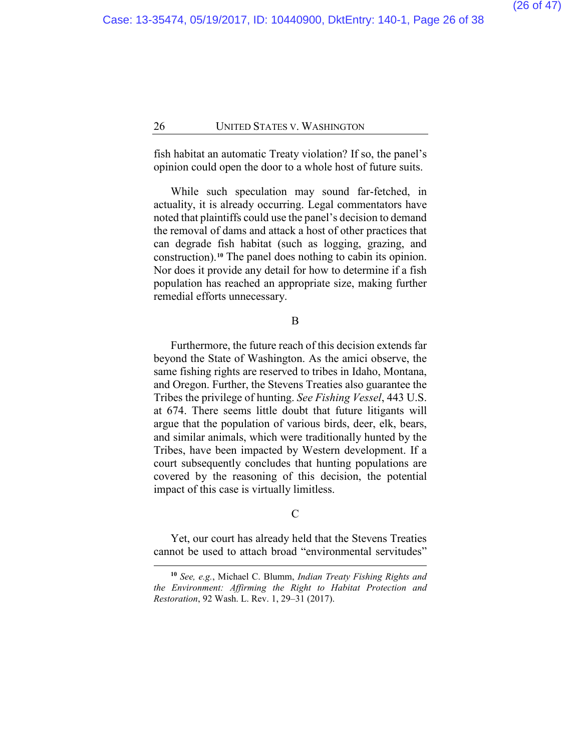fish habitat an automatic Treaty violation? If so, the panel's opinion could open the door to a whole host of future suits.

While such speculation may sound far-fetched, in actuality, it is already occurring. Legal commentators have noted that plaintiffs could use the panel's decision to demand the removal of dams and attack a host of other practices that can degrade fish habitat (such as logging, grazing, and construction).[10] The panel does nothing to cabin its opinion. Nor does it provide any detail for how to determine if a fish population has reached an appropriate size, making further remedial efforts unnecessary.

B

Furthermore, the future reach of this decision extends far beyond the State of Washington. As the amici observe, the same fishing rights are reserved to tribes in Idaho, Montana, and Oregon. Further, the Stevens Treaties also guarantee the Tribes the privilege of hunting. *See Fishing Vessel*, 443 U.S. at 674. There seems little doubt that future litigants will argue that the population of various birds, deer, elk, bears, and similar animals, which were traditionally hunted by the Tribes, have been impacted by Western development. If a court subsequently concludes that hunting populations are covered by the reasoning of this decision, the potential impact of this case is virtually limitless.

C

Yet, our court has already held that the Stevens Treaties cannot be used to attach broad "environmental servitudes"

---

[10] *See, e.g.*, Michael C. Blumm, *Indian Treaty Fishing Rights and the Environment: Affirming the Right to Habitat Protection and Restoration*, 92 Wash. L. Rev. 1, 29–31 (2017).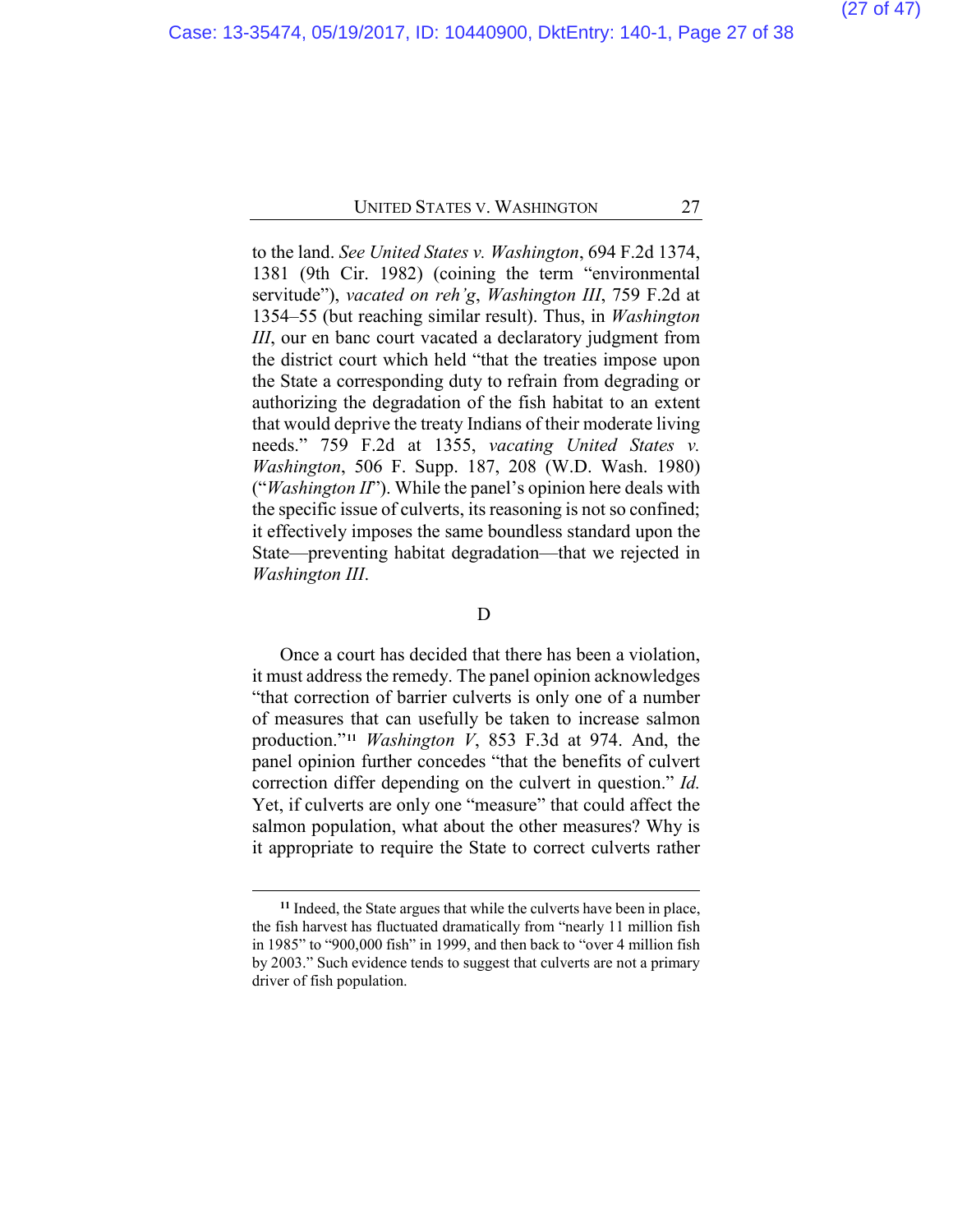to the land. *See United States v. Washington*, 694 F.2d 1374, 1381 (9th Cir. 1982) (coining the term "environmental servitude"), *vacated on reh'g*, *Washington III*, 759 F.2d at 1354–55 (but reaching similar result). Thus, in *Washington III*, our en banc court vacated a declaratory judgment from the district court which held "that the treaties impose upon the State a corresponding duty to refrain from degrading or authorizing the degradation of the fish habitat to an extent that would deprive the treaty Indians of their moderate living needs." 759 F.2d at 1355, *vacating United States v. Washington*, 506 F. Supp. 187, 208 (W.D. Wash. 1980) ("*Washington II*"). While the panel's opinion here deals with the specific issue of culverts, its reasoning is not so confined; it effectively imposes the same boundless standard upon the State—preventing habitat degradation—that we rejected in *Washington III*.

D

Once a court has decided that there has been a violation, it must address the remedy. The panel opinion acknowledges "that correction of barrier culverts is only one of a number of measures that can usefully be taken to increase salmon production."[11] *Washington V*, 853 F.3d at 974. And, the panel opinion further concedes "that the benefits of culvert correction differ depending on the culvert in question." *Id.* Yet, if culverts are only one "measure" that could affect the salmon population, what about the other measures? Why is it appropriate to require the State to correct culverts rather

---

[11] Indeed, the State argues that while the culverts have been in place, the fish harvest has fluctuated dramatically from "nearly 11 million fish in 1985" to "900,000 fish" in 1999, and then back to "over 4 million fish by 2003." Such evidence tends to suggest that culverts are not a primary driver of fish population.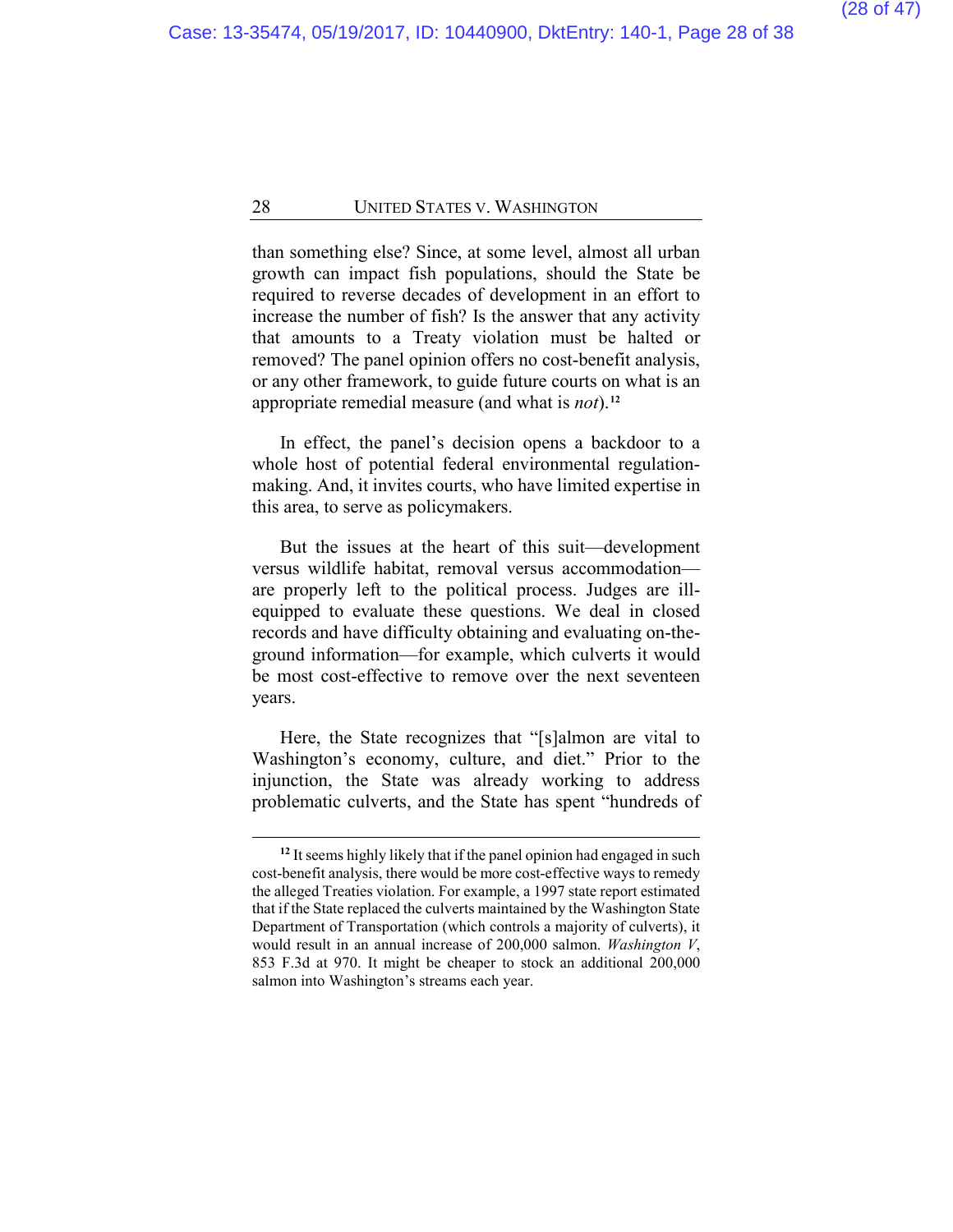than something else? Since, at some level, almost all urban growth can impact fish populations, should the State be required to reverse decades of development in an effort to increase the number of fish? Is the answer that any activity that amounts to a Treaty violation must be halted or removed? The panel opinion offers no cost-benefit analysis, or any other framework, to guide future courts on what is an appropriate remedial measure (and what is *not*).[12]

In effect, the panel's decision opens a backdoor to a whole host of potential federal environmental regulation-making. And, it invites courts, who have limited expertise in this area, to serve as policymakers.

But the issues at the heart of this suit—development versus wildlife habitat, removal versus accommodation—are properly left to the political process. Judges are ill-equipped to evaluate these questions. We deal in closed records and have difficulty obtaining and evaluating on-the-ground information—for example, which culverts it would be most cost-effective to remove over the next seventeen years.

Here, the State recognizes that "[s]almon are vital to Washington's economy, culture, and diet." Prior to the injunction, the State was already working to address problematic culverts, and the State has spent "hundreds of

---

[12] It seems highly likely that if the panel opinion had engaged in such cost-benefit analysis, there would be more cost-effective ways to remedy the alleged Treaties violation. For example, a 1997 state report estimated that if the State replaced the culverts maintained by the Washington State Department of Transportation (which controls a majority of culverts), it would result in an annual increase of 200,000 salmon. *Washington V*, 853 F.3d at 970. It might be cheaper to stock an additional 200,000 salmon into Washington's streams each year.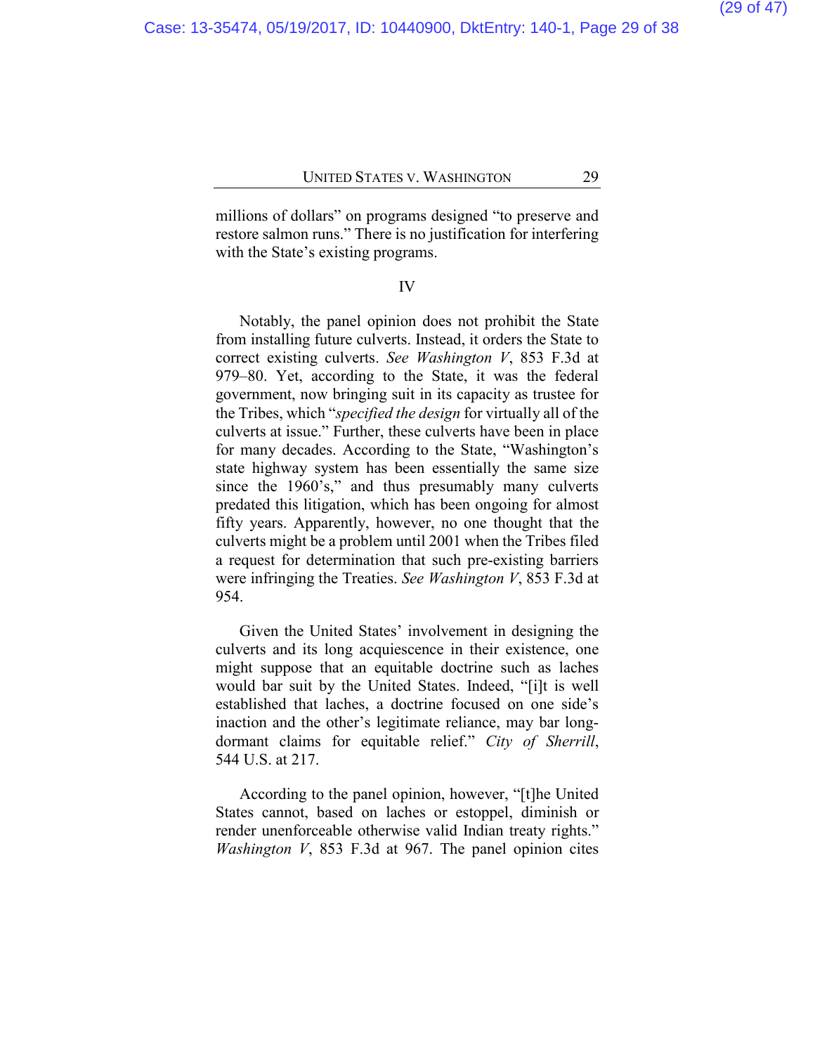millions of dollars" on programs designed "to preserve and restore salmon runs." There is no justification for interfering with the State's existing programs.

IV

Notably, the panel opinion does not prohibit the State from installing future culverts. Instead, it orders the State to correct existing culverts. *See Washington V*, 853 F.3d at 979–80. Yet, according to the State, it was the federal government, now bringing suit in its capacity as trustee for the Tribes, which "*specified the design* for virtually all of the culverts at issue." Further, these culverts have been in place for many decades. According to the State, "Washington's state highway system has been essentially the same size since the 1960's," and thus presumably many culverts predated this litigation, which has been ongoing for almost fifty years. Apparently, however, no one thought that the culverts might be a problem until 2001 when the Tribes filed a request for determination that such pre-existing barriers were infringing the Treaties. *See Washington V*, 853 F.3d at 954.

Given the United States' involvement in designing the culverts and its long acquiescence in their existence, one might suppose that an equitable doctrine such as laches would bar suit by the United States. Indeed, "[i]t is well established that laches, a doctrine focused on one side's inaction and the other's legitimate reliance, may bar long-dormant claims for equitable relief." *City of Sherrill*, 544 U.S. at 217.

According to the panel opinion, however, "[t]he United States cannot, based on laches or estoppel, diminish or render unenforceable otherwise valid Indian treaty rights." *Washington V*, 853 F.3d at 967. The panel opinion cites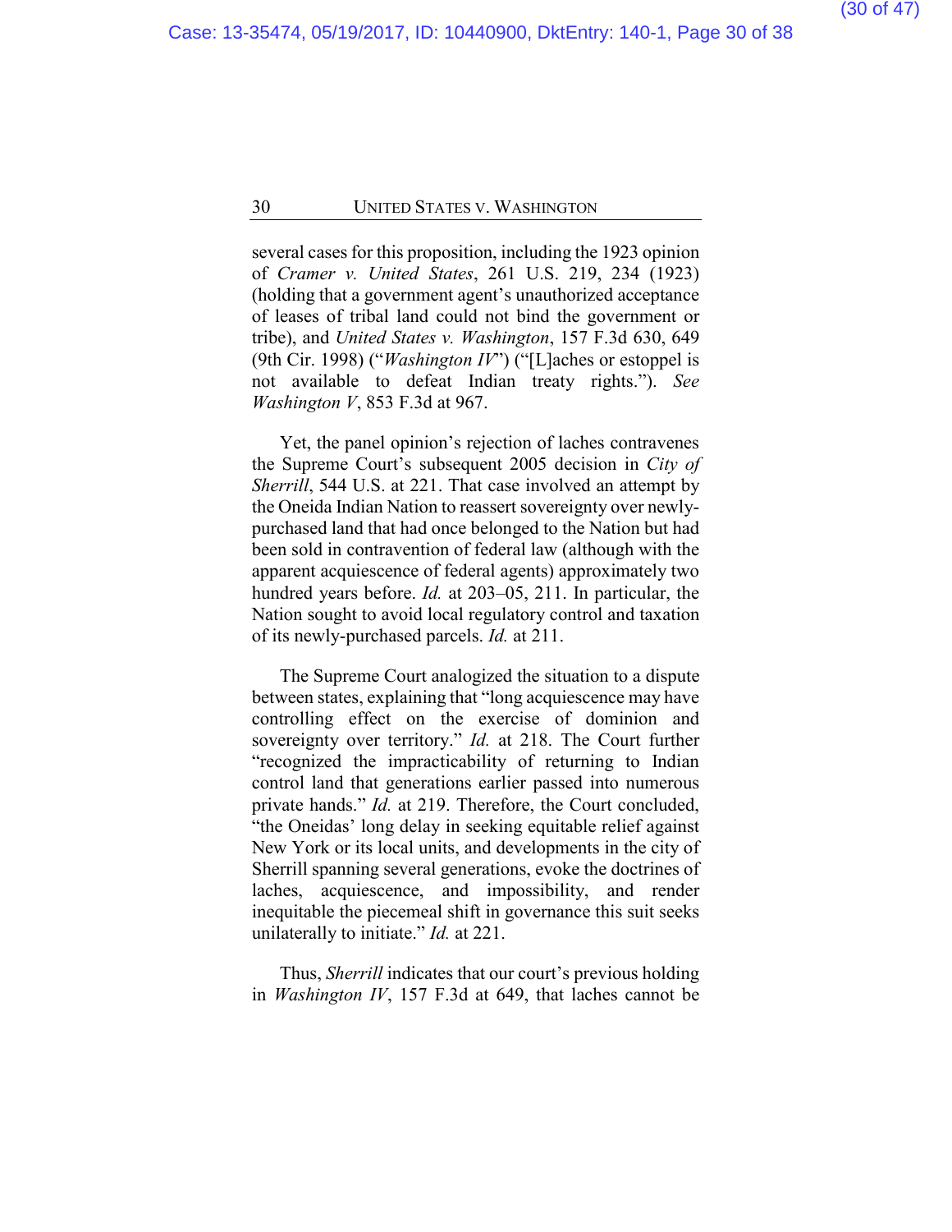several cases for this proposition, including the 1923 opinion of *Cramer v. United States*, 261 U.S. 219, 234 (1923) (holding that a government agent's unauthorized acceptance of leases of tribal land could not bind the government or tribe), and *United States v. Washington*, 157 F.3d 630, 649 (9th Cir. 1998) ("*Washington IV*") ("[L]aches or estoppel is not available to defeat Indian treaty rights."). *See Washington V*, 853 F.3d at 967.

Yet, the panel opinion's rejection of laches contravenes the Supreme Court's subsequent 2005 decision in *City of Sherrill*, 544 U.S. at 221. That case involved an attempt by the Oneida Indian Nation to reassert sovereignty over newly-purchased land that had once belonged to the Nation but had been sold in contravention of federal law (although with the apparent acquiescence of federal agents) approximately two hundred years before. *Id.* at 203–05, 211. In particular, the Nation sought to avoid local regulatory control and taxation of its newly-purchased parcels. *Id.* at 211.

The Supreme Court analogized the situation to a dispute between states, explaining that "long acquiescence may have controlling effect on the exercise of dominion and sovereignty over territory." *Id.* at 218. The Court further "recognized the impracticability of returning to Indian control land that generations earlier passed into numerous private hands." *Id.* at 219. Therefore, the Court concluded, "the Oneidas' long delay in seeking equitable relief against New York or its local units, and developments in the city of Sherrill spanning several generations, evoke the doctrines of laches, acquiescence, and impossibility, and render inequitable the piecemeal shift in governance this suit seeks unilaterally to initiate." *Id.* at 221.

Thus, *Sherrill* indicates that our court's previous holding in *Washington IV*, 157 F.3d at 649, that laches cannot be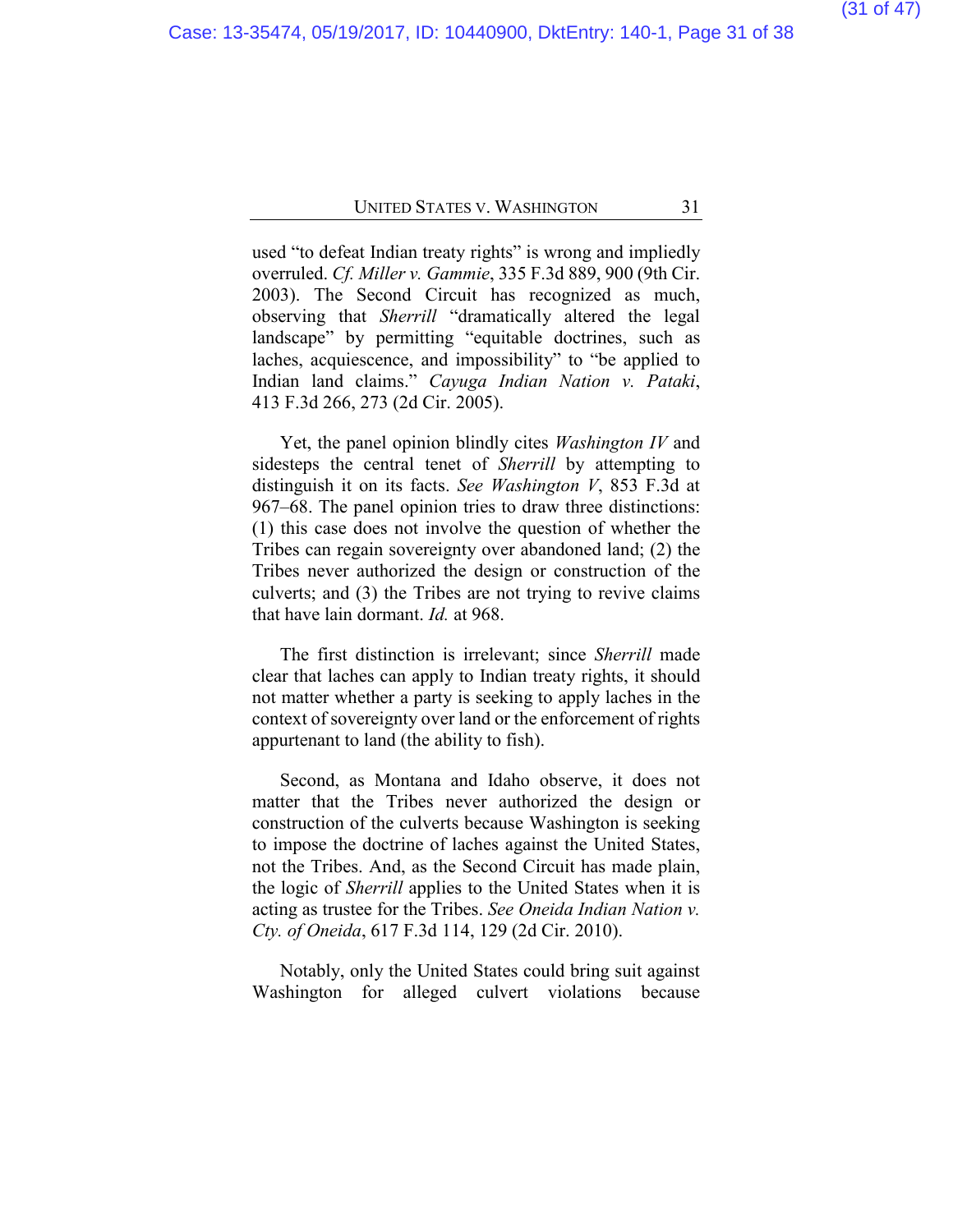used "to defeat Indian treaty rights" is wrong and impliedly overruled. *Cf. Miller v. Gammie*, 335 F.3d 889, 900 (9th Cir. 2003). The Second Circuit has recognized as much, observing that *Sherrill* "dramatically altered the legal landscape" by permitting "equitable doctrines, such as laches, acquiescence, and impossibility" to "be applied to Indian land claims." *Cayuga Indian Nation v. Pataki*, 413 F.3d 266, 273 (2d Cir. 2005).

Yet, the panel opinion blindly cites *Washington IV* and sidesteps the central tenet of *Sherrill* by attempting to distinguish it on its facts. *See Washington V*, 853 F.3d at 967–68. The panel opinion tries to draw three distinctions: (1) this case does not involve the question of whether the Tribes can regain sovereignty over abandoned land; (2) the Tribes never authorized the design or construction of the culverts; and (3) the Tribes are not trying to revive claims that have lain dormant. *Id.* at 968.

The first distinction is irrelevant; since *Sherrill* made clear that laches can apply to Indian treaty rights, it should not matter whether a party is seeking to apply laches in the context of sovereignty over land or the enforcement of rights appurtenant to land (the ability to fish).

Second, as Montana and Idaho observe, it does not matter that the Tribes never authorized the design or construction of the culverts because Washington is seeking to impose the doctrine of laches against the United States, not the Tribes. And, as the Second Circuit has made plain, the logic of *Sherrill* applies to the United States when it is acting as trustee for the Tribes. *See Oneida Indian Nation v. Cty. of Oneida*, 617 F.3d 114, 129 (2d Cir. 2010).

Notably, only the United States could bring suit against Washington for alleged culvert violations because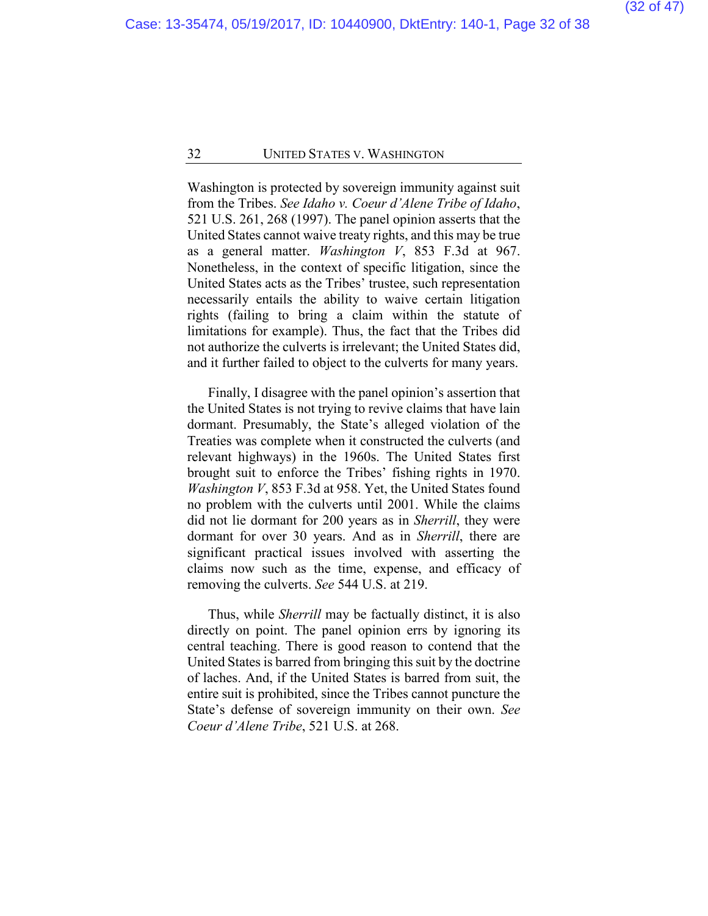Washington is protected by sovereign immunity against suit from the Tribes. *See Idaho v. Coeur d'Alene Tribe of Idaho*, 521 U.S. 261, 268 (1997). The panel opinion asserts that the United States cannot waive treaty rights, and this may be true as a general matter. *Washington V*, 853 F.3d at 967. Nonetheless, in the context of specific litigation, since the United States acts as the Tribes' trustee, such representation necessarily entails the ability to waive certain litigation rights (failing to bring a claim within the statute of limitations for example). Thus, the fact that the Tribes did not authorize the culverts is irrelevant; the United States did, and it further failed to object to the culverts for many years.

Finally, I disagree with the panel opinion's assertion that the United States is not trying to revive claims that have lain dormant. Presumably, the State's alleged violation of the Treaties was complete when it constructed the culverts (and relevant highways) in the 1960s. The United States first brought suit to enforce the Tribes' fishing rights in 1970. *Washington V*, 853 F.3d at 958. Yet, the United States found no problem with the culverts until 2001. While the claims did not lie dormant for 200 years as in *Sherrill*, they were dormant for over 30 years. And as in *Sherrill*, there are significant practical issues involved with asserting the claims now such as the time, expense, and efficacy of removing the culverts. *See* 544 U.S. at 219.

Thus, while *Sherrill* may be factually distinct, it is also directly on point. The panel opinion errs by ignoring its central teaching. There is good reason to contend that the United States is barred from bringing this suit by the doctrine of laches. And, if the United States is barred from suit, the entire suit is prohibited, since the Tribes cannot puncture the State's defense of sovereign immunity on their own. *See Coeur d'Alene Tribe*, 521 U.S. at 268.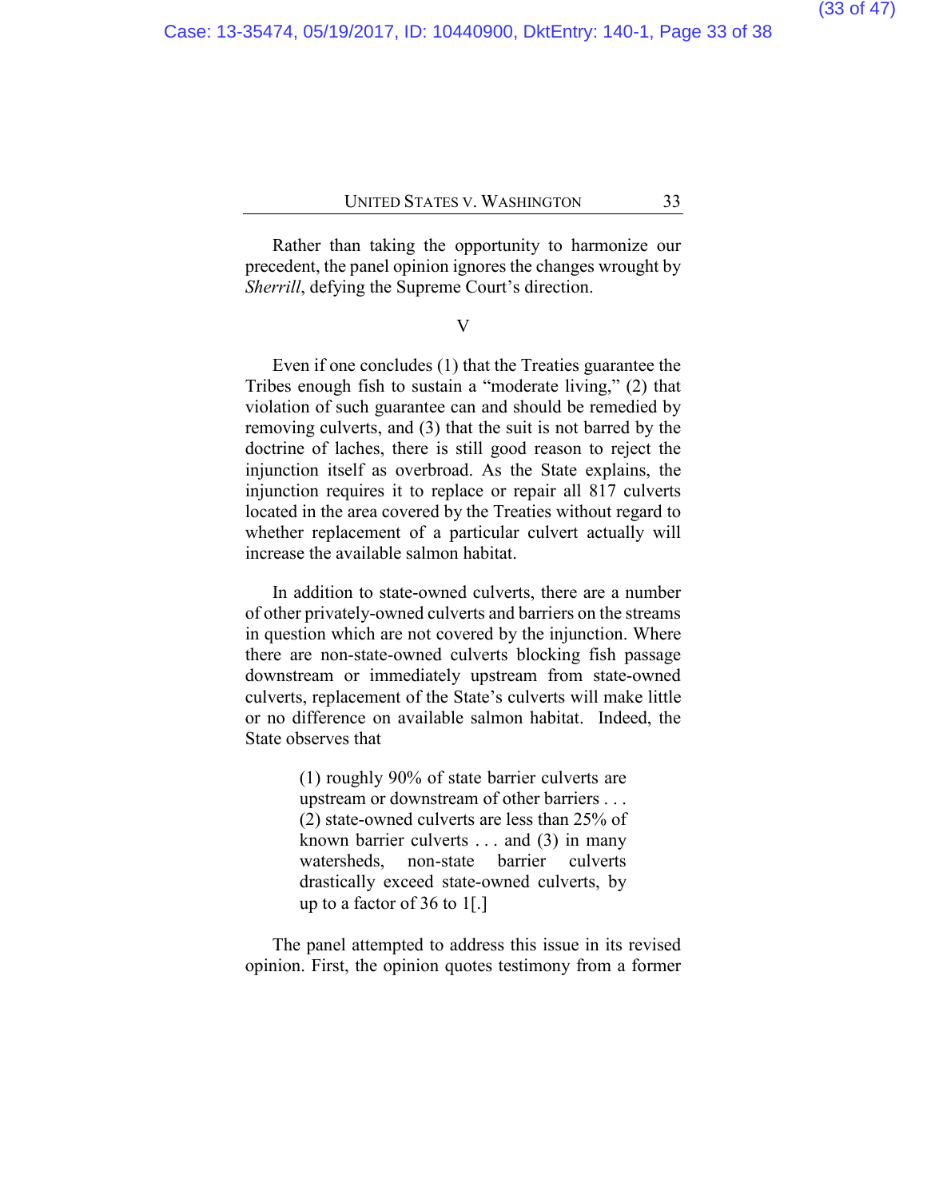Rather than taking the opportunity to harmonize our precedent, the panel opinion ignores the changes wrought by *Sherrill*, defying the Supreme Court's direction.

V

Even if one concludes (1) that the Treaties guarantee the Tribes enough fish to sustain a "moderate living," (2) that violation of such guarantee can and should be remedied by removing culverts, and (3) that the suit is not barred by the doctrine of laches, there is still good reason to reject the injunction itself as overbroad. As the State explains, the injunction requires it to replace or repair all 817 culverts located in the area covered by the Treaties without regard to whether replacement of a particular culvert actually will increase the available salmon habitat.

In addition to state-owned culverts, there are a number of other privately-owned culverts and barriers on the streams in question which are not covered by the injunction. Where there are non-state-owned culverts blocking fish passage downstream or immediately upstream from state-owned culverts, replacement of the State's culverts will make little or no difference on available salmon habitat. Indeed, the State observes that

> (1) roughly 90% of state barrier culverts are upstream or downstream of other barriers . . . (2) state-owned culverts are less than 25% of known barrier culverts . . . and (3) in many watersheds, non-state barrier culverts drastically exceed state-owned culverts, by up to a factor of 36 to 1[.]

The panel attempted to address this issue in its revised opinion. First, the opinion quotes testimony from a former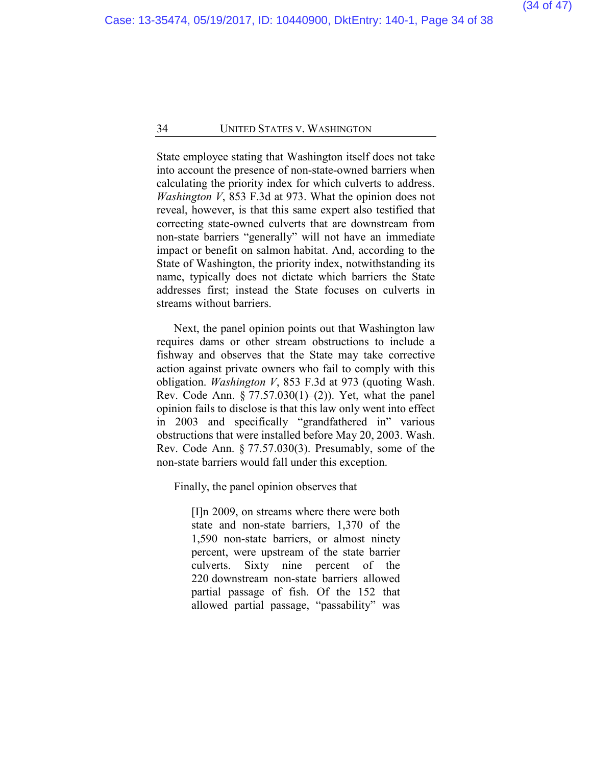State employee stating that Washington itself does not take into account the presence of non-state-owned barriers when calculating the priority index for which culverts to address. *Washington V*, 853 F.3d at 973. What the opinion does not reveal, however, is that this same expert also testified that correcting state-owned culverts that are downstream from non-state barriers "generally" will not have an immediate impact or benefit on salmon habitat. And, according to the State of Washington, the priority index, notwithstanding its name, typically does not dictate which barriers the State addresses first; instead the State focuses on culverts in streams without barriers.

Next, the panel opinion points out that Washington law requires dams or other stream obstructions to include a fishway and observes that the State may take corrective action against private owners who fail to comply with this obligation. *Washington V*, 853 F.3d at 973 (quoting Wash. Rev. Code Ann. § 77.57.030(1)–(2)). Yet, what the panel opinion fails to disclose is that this law only went into effect in 2003 and specifically "grandfathered in" various obstructions that were installed before May 20, 2003. Wash. Rev. Code Ann. § 77.57.030(3). Presumably, some of the non-state barriers would fall under this exception.

Finally, the panel opinion observes that

> [I]n 2009, on streams where there were both state and non-state barriers, 1,370 of the 1,590 non-state barriers, or almost ninety percent, were upstream of the state barrier culverts. Sixty nine percent of the 220 downstream non-state barriers allowed partial passage of fish. Of the 152 that allowed partial passage, "passability" was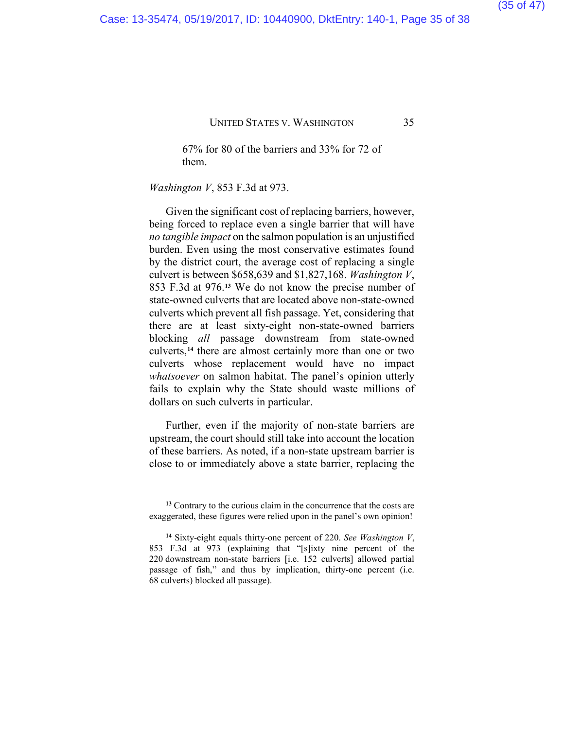> 67% for 80 of the barriers and 33% for 72 of them.

*Washington V*, 853 F.3d at 973.

Given the significant cost of replacing barriers, however, being forced to replace even a single barrier that will have *no tangible impact* on the salmon population is an unjustified burden. Even using the most conservative estimates found by the district court, the average cost of replacing a single culvert is between $658,639 and $1,827,168. *Washington V*, 853 F.3d at 976.[13] We do not know the precise number of state-owned culverts that are located above non-state-owned culverts which prevent all fish passage. Yet, considering that there are at least sixty-eight non-state-owned barriers blocking *all* passage downstream from state-owned culverts,[14] there are almost certainly more than one or two culverts whose replacement would have no impact *whatsoever* on salmon habitat. The panel's opinion utterly fails to explain why the State should waste millions of dollars on such culverts in particular.

Further, even if the majority of non-state barriers are upstream, the court should still take into account the location of these barriers. As noted, if a non-state upstream barrier is close to or immediately above a state barrier, replacing the

---

[13] Contrary to the curious claim in the concurrence that the costs are exaggerated, these figures were relied upon in the panel's own opinion!

[14] Sixty-eight equals thirty-one percent of 220. *See Washington V*, 853 F.3d at 973 (explaining that "[s]ixty nine percent of the 220 downstream non-state barriers [i.e. 152 culverts] allowed partial passage of fish," and thus by implication, thirty-one percent (i.e. 68 culverts) blocked all passage).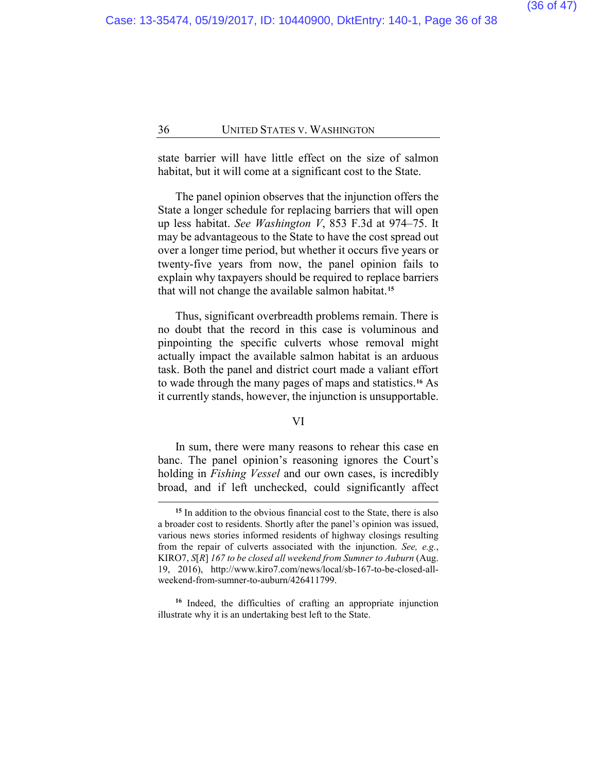state barrier will have little effect on the size of salmon habitat, but it will come at a significant cost to the State.

The panel opinion observes that the injunction offers the State a longer schedule for replacing barriers that will open up less habitat. *See Washington V*, 853 F.3d at 974–75. It may be advantageous to the State to have the cost spread out over a longer time period, but whether it occurs five years or twenty-five years from now, the panel opinion fails to explain why taxpayers should be required to replace barriers that will not change the available salmon habitat.[15]

Thus, significant overbreadth problems remain. There is no doubt that the record in this case is voluminous and pinpointing the specific culverts whose removal might actually impact the available salmon habitat is an arduous task. Both the panel and district court made a valiant effort to wade through the many pages of maps and statistics.[16] As it currently stands, however, the injunction is unsupportable.

## VI

In sum, there were many reasons to rehear this case en banc. The panel opinion's reasoning ignores the Court's holding in *Fishing Vessel* and our own cases, is incredibly broad, and if left unchecked, could significantly affect

---

[15] In addition to the obvious financial cost to the State, there is also a broader cost to residents. Shortly after the panel's opinion was issued, various news stories informed residents of highway closings resulting from the repair of culverts associated with the injunction. *See, e.g.*, KIRO7, *S[R] 167 to be closed all weekend from Sumner to Auburn* (Aug. 19, 2016), http://www.kiro7.com/news/local/sb-167-to-be-closed-all-weekend-from-sumner-to-auburn/426411799.

[16] Indeed, the difficulties of crafting an appropriate injunction illustrate why it is an undertaking best left to the State.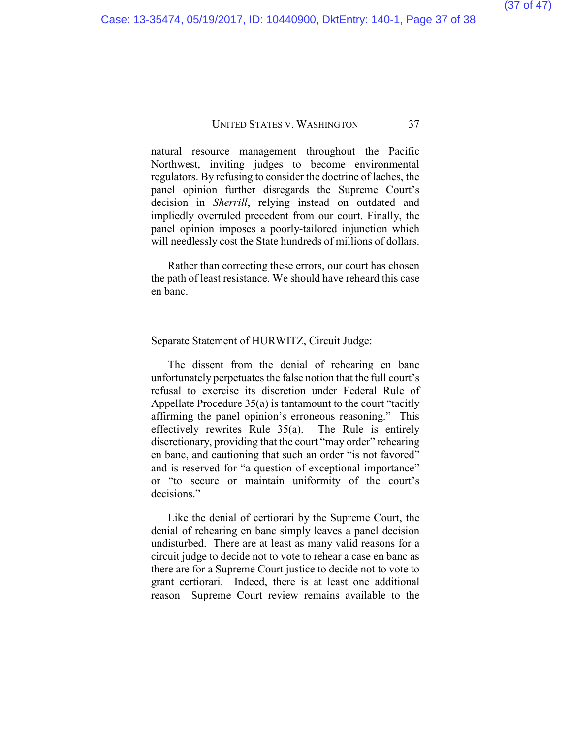natural resource management throughout the Pacific Northwest, inviting judges to become environmental regulators. By refusing to consider the doctrine of laches, the panel opinion further disregards the Supreme Court's decision in *Sherrill*, relying instead on outdated and impliedly overruled precedent from our court. Finally, the panel opinion imposes a poorly-tailored injunction which will needlessly cost the State hundreds of millions of dollars.

Rather than correcting these errors, our court has chosen the path of least resistance. We should have reheard this case en banc.

---

Separate Statement of HURWITZ, Circuit Judge:

The dissent from the denial of rehearing en banc unfortunately perpetuates the false notion that the full court's refusal to exercise its discretion under Federal Rule of Appellate Procedure 35(a) is tantamount to the court "tacitly affirming the panel opinion's erroneous reasoning." This effectively rewrites Rule 35(a). The Rule is entirely discretionary, providing that the court "may order" rehearing en banc, and cautioning that such an order "is not favored" and is reserved for "a question of exceptional importance" or "to secure or maintain uniformity of the court's decisions."

Like the denial of certiorari by the Supreme Court, the denial of rehearing en banc simply leaves a panel decision undisturbed. There are at least as many valid reasons for a circuit judge to decide not to vote to rehear a case en banc as there are for a Supreme Court justice to decide not to vote to grant certiorari. Indeed, there is at least one additional reason—Supreme Court review remains available to the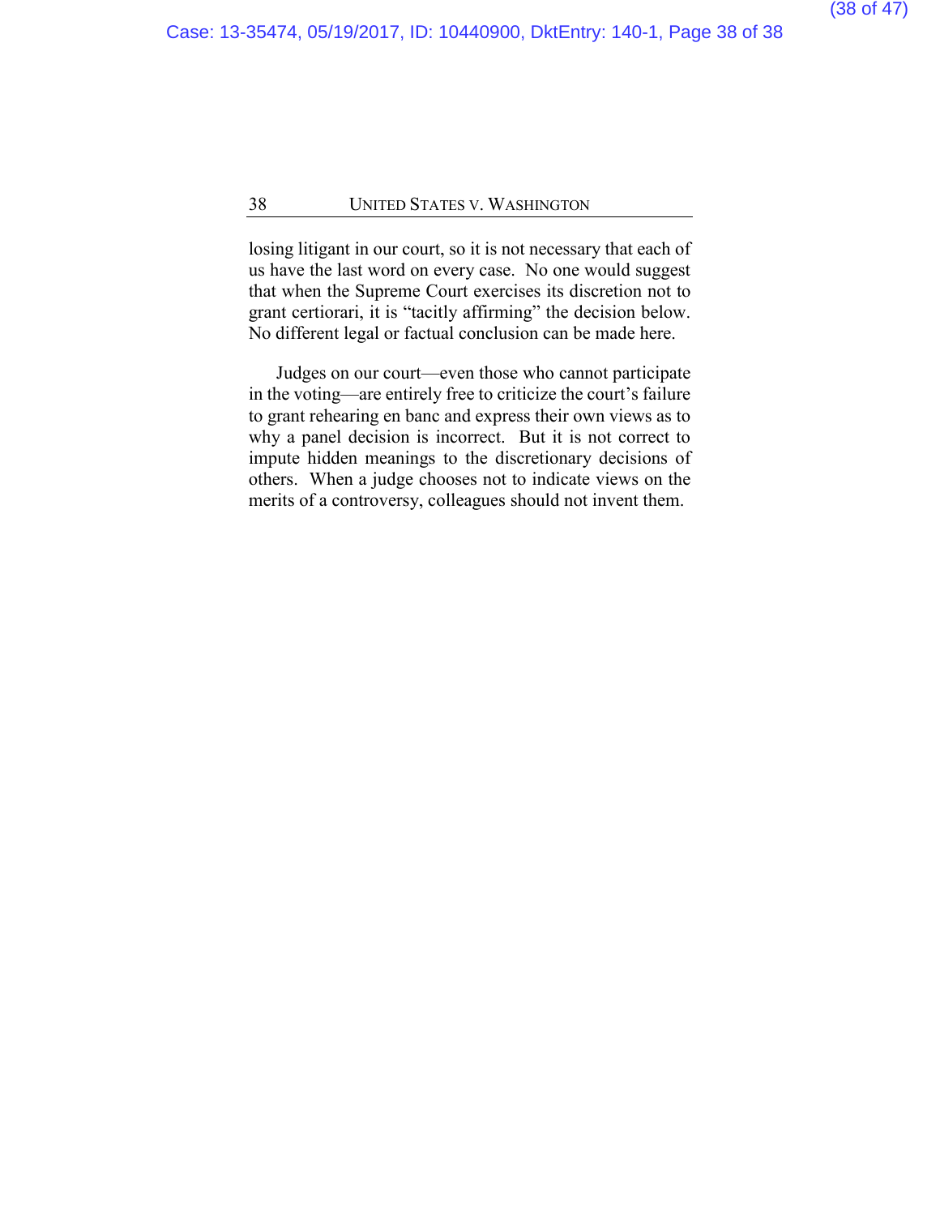losing litigant in our court, so it is not necessary that each of us have the last word on every case. No one would suggest that when the Supreme Court exercises its discretion not to grant certiorari, it is "tacitly affirming" the decision below. No different legal or factual conclusion can be made here.

Judges on our court—even those who cannot participate in the voting—are entirely free to criticize the court's failure to grant rehearing en banc and express their own views as to why a panel decision is incorrect. But it is not correct to impute hidden meanings to the discretionary decisions of others. When a judge chooses not to indicate views on the merits of a controversy, colleagues should not invent them.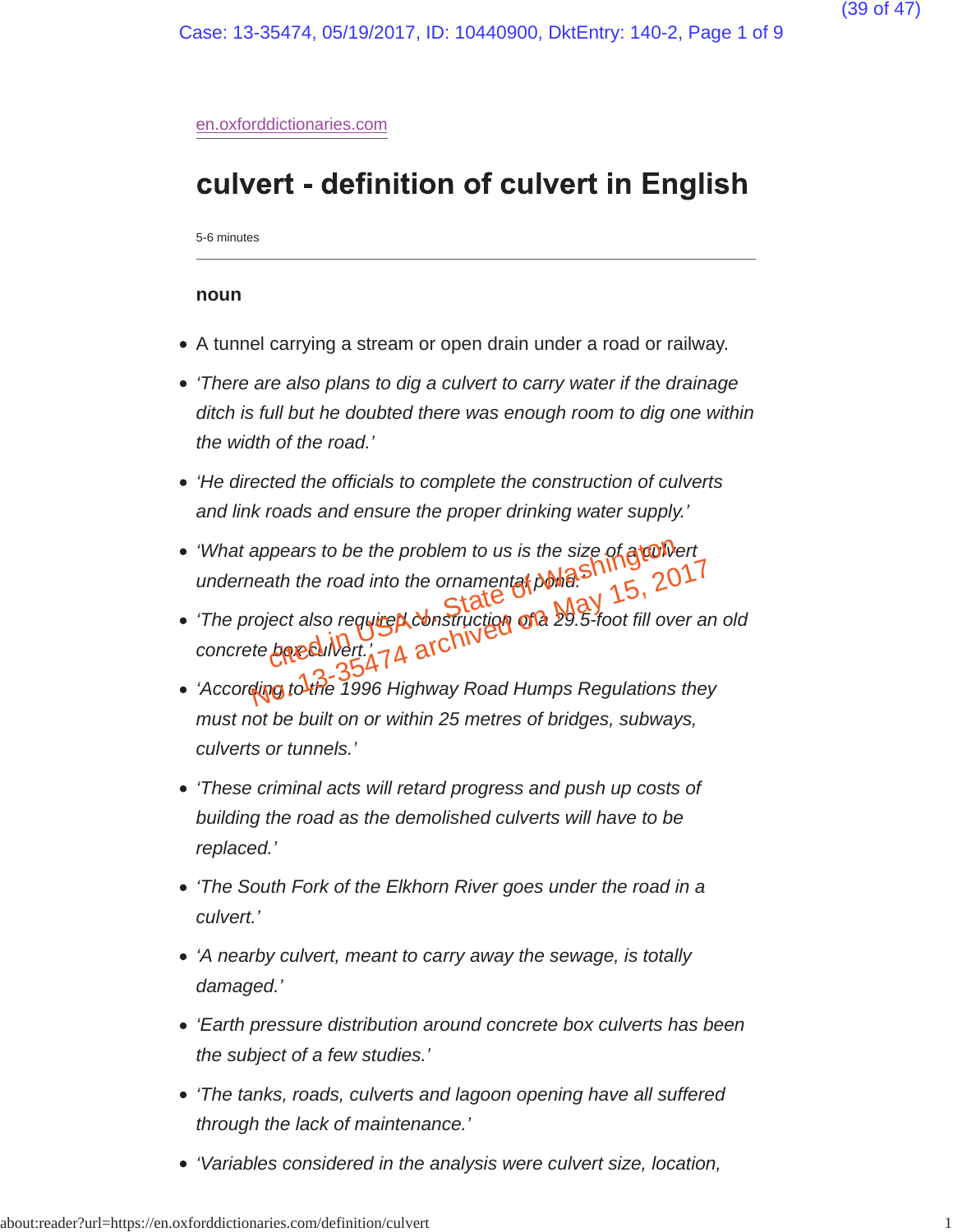en.oxforddictionaries.com

# culvert - definition of culvert in English

5-6 minutes

---

**noun**

- A tunnel carrying a stream or open drain under a road or railway.
- *'There are also plans to dig a culvert to carry water if the drainage ditch is full but he doubted there was enough room to dig one within the width of the road.'*
- *'He directed the officials to complete the construction of culverts and link roads and ensure the proper drinking water supply.'*
- *'What appears to be the problem to us is the size of a culvert underneath the road into the ornamental pond.'*
- *'The project also required construction of a 29.5-foot fill over an old concrete box culvert.'*
- *'According to the 1996 Highway Road Humps Regulations they must not be built on or within 25 metres of bridges, subways, culverts or tunnels.'*
- *'These criminal acts will retard progress and push up costs of building the road as the demolished culverts will have to be replaced.'*
- *'The South Fork of the Elkhorn River goes under the road in a culvert.'*
- *'A nearby culvert, meant to carry away the sewage, is totally damaged.'*
- *'Earth pressure distribution around concrete box culverts has been the subject of a few studies.'*
- *'The tanks, roads, culverts and lagoon opening have all suffered through the lack of maintenance.'*
- *'Variables considered in the analysis were culvert size, location,*

cited in USA v. State of Washington No. 13-35474 archived on May 15, 2017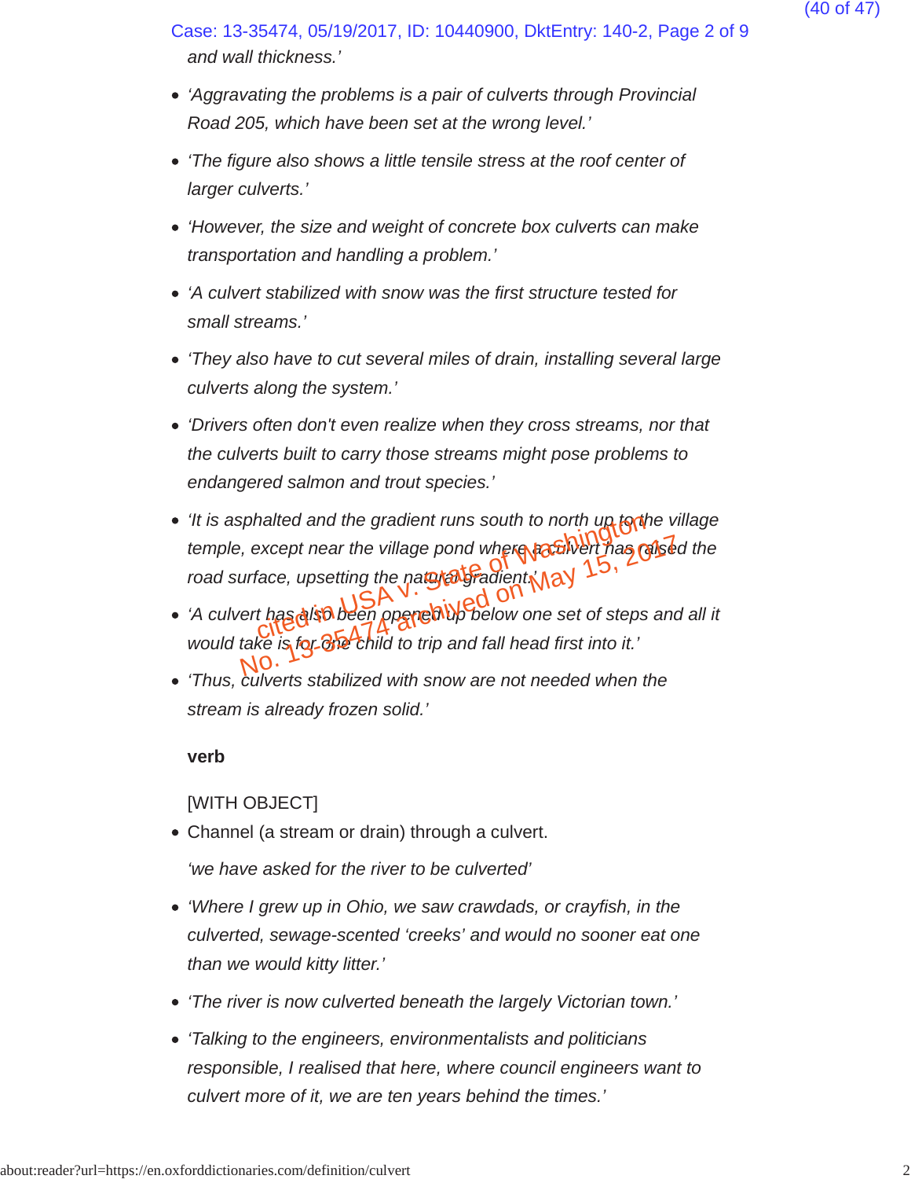and wall thickness.'

- 'Aggravating the problems is a pair of culverts through Provincial Road 205, which have been set at the wrong level.'
- 'The figure also shows a little tensile stress at the roof center of larger culverts.'
- 'However, the size and weight of concrete box culverts can make transportation and handling a problem.'
- 'A culvert stabilized with snow was the first structure tested for small streams.'
- 'They also have to cut several miles of drain, installing several large culverts along the system.'
- 'Drivers often don't even realize when they cross streams, nor that the culverts built to carry those streams might pose problems to endangered salmon and trout species.'
- 'It is asphalted and the gradient runs south to north up to the village temple, except near the village pond where a culvert has raised the road surface, upsetting the natural gradient.'
- 'A culvert has also been opened up below one set of steps and all it would take is for one child to trip and fall head first into it.'
- 'Thus, culverts stabilized with snow are not needed when the stream is already frozen solid.'

**verb**

[WITH OBJECT]

- Channel (a stream or drain) through a culvert.

  *'we have asked for the river to be culverted'*

- 'Where I grew up in Ohio, we saw crawdads, or crayfish, in the culverted, sewage-scented 'creeks' and would no sooner eat one than we would kitty litter.'
- 'The river is now culverted beneath the largely Victorian town.'
- 'Talking to the engineers, environmentalists and politicians responsible, I realised that here, where council engineers want to culvert more of it, we are ten years behind the times.'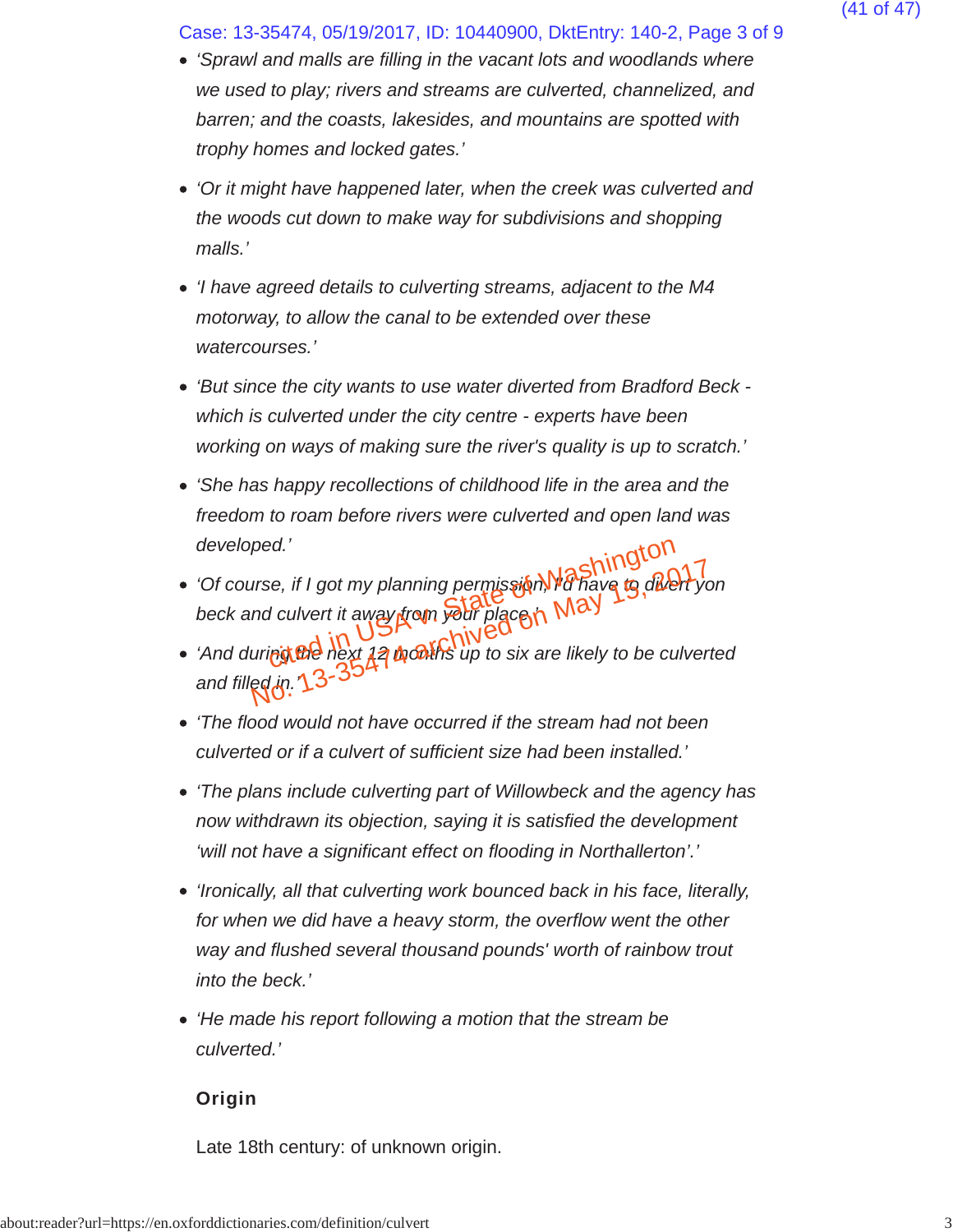- *'Sprawl and malls are filling in the vacant lots and woodlands where we used to play; rivers and streams are culverted, channelized, and barren; and the coasts, lakesides, and mountains are spotted with trophy homes and locked gates.'*
- *'Or it might have happened later, when the creek was culverted and the woods cut down to make way for subdivisions and shopping malls.'*
- *'I have agreed details to culverting streams, adjacent to the M4 motorway, to allow the canal to be extended over these watercourses.'*
- *'But since the city wants to use water diverted from Bradford Beck - which is culverted under the city centre - experts have been working on ways of making sure the river's quality is up to scratch.'*
- *'She has happy recollections of childhood life in the area and the freedom to roam before rivers were culverted and open land was developed.'*
- *'Of course, if I got my planning permission, I'd have to divert yon beck and culvert it away from your place.'*
- *'And during the next 12 months up to six are likely to be culverted and filled in.'*
- *'The flood would not have occurred if the stream had not been culverted or if a culvert of sufficient size had been installed.'*
- *'The plans include culverting part of Willowbeck and the agency has now withdrawn its objection, saying it is satisfied the development 'will not have a significant effect on flooding in Northallerton'.'*
- *'Ironically, all that culverting work bounced back in his face, literally, for when we did have a heavy storm, the overflow went the other way and flushed several thousand pounds' worth of rainbow trout into the beck.'*
- *'He made his report following a motion that the stream be culverted.'*

**Origin**

Late 18th century: of unknown origin.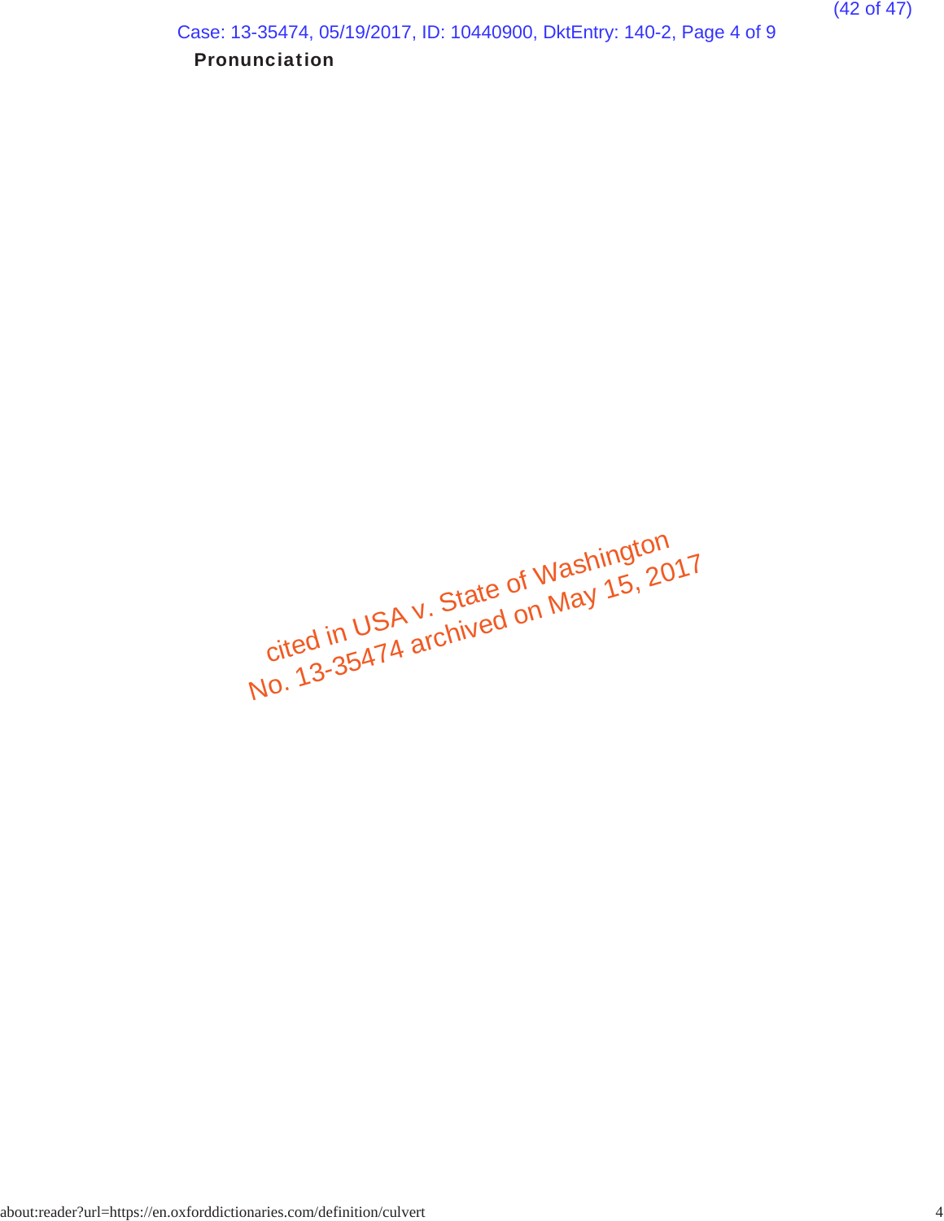**Pronunciation**

cited in USA v. State of Washington
No. 13-35474 archived on May 15, 2017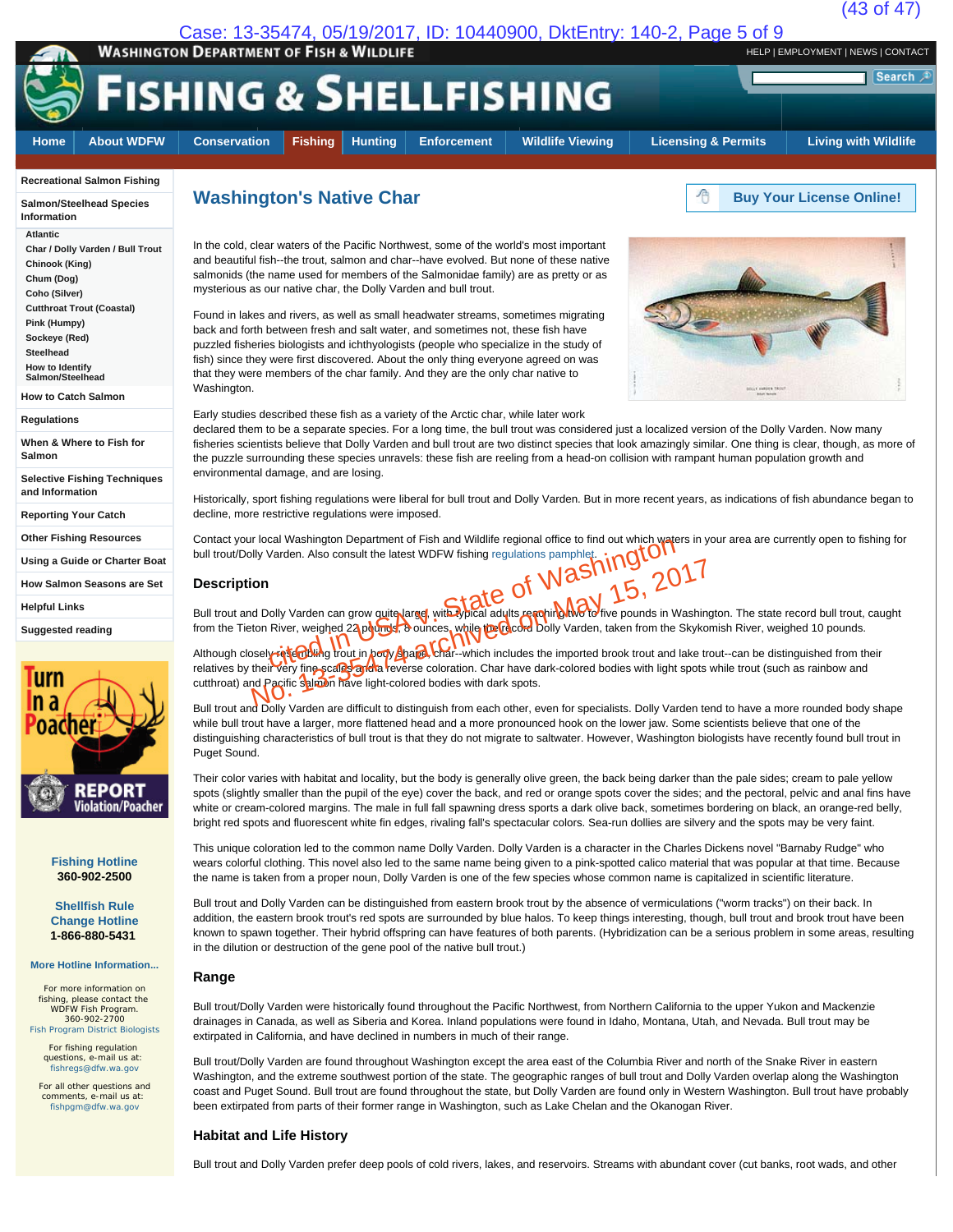WASHINGTON DEPARTMENT OF FISH & WILDLIFE

HELP | EMPLOYMENT | NEWS | CONTACT

# FISHING & SHELLFISHING

Home | About WDFW | Conservation | Fishing | Hunting | Enforcement | Wildlife Viewing | Licensing & Permits | Living with Wildlife

- Recreational Salmon Fishing
- Salmon/Steelhead Species Information
  - Atlantic
  - Char / Dolly Varden / Bull Trout
  - Chinook (King)
  - Chum (Dog)
  - Coho (Silver)
  - Cutthroat Trout (Coastal)
  - Pink (Humpy)
  - Sockeye (Red)
  - Steelhead
  - How to Identify Salmon/Steelhead
- How to Catch Salmon
- Regulations
- When & Where to Fish for Salmon
- Selective Fishing Techniques and Information
- Reporting Your Catch
- Other Fishing Resources
- Using a Guide or Charter Boat
- How Salmon Seasons are Set
- Helpful Links
- Suggested reading

Turn In a Poacher REPORT Violation/Poacher

**Fishing Hotline**
**360-902-2500**

**Shellfish Rule Change Hotline**
**1-866-880-5431**

More Hotline Information...

For more information on fishing, please contact the WDFW Fish Program. 360-902-2700
Fish Program District Biologists

For fishing regulation questions, e-mail us at: fishregs@dfw.wa.gov

For all other questions and comments, e-mail us at: fishpgm@dfw.wa.gov

## Washington's Native Char

Buy Your License Online!

In the cold, clear waters of the Pacific Northwest, some of the world's most important and beautiful fish--the trout, salmon and char--have evolved. But none of these native salmonids (the name used for members of the Salmonidae family) are as pretty or as mysterious as our native char, the Dolly Varden and bull trout.

Found in lakes and rivers, as well as small headwater streams, sometimes migrating back and forth between fresh and salt water, and sometimes not, these fish have puzzled fisheries biologists and ichthyologists (people who specialize in the study of fish) since they were first discovered. About the only thing everyone agreed on was that they were members of the char family. And they are the only char native to Washington.

Early studies described these fish as a variety of the Arctic char, while later work declared them to be a separate species. For a long time, the bull trout was considered just a localized version of the Dolly Varden. Now many fisheries scientists believe that Dolly Varden and bull trout are two distinct species that look amazingly similar. One thing is clear, though, as more of the puzzle surrounding these species unravels: these fish are reeling from a head-on collision with rampant human population growth and environmental damage, and are losing.

Historically, sport fishing regulations were liberal for bull trout and Dolly Varden. But in more recent years, as indications of fish abundance began to decline, more restrictive regulations were imposed.

Contact your local Washington Department of Fish and Wildlife regional office to find out which waters in your area are currently open to fishing for bull trout/Dolly Varden. Also consult the latest WDFW fishing regulations pamphlet.

cited in USA v. State of Washington No. 13-35474 archived on May 15, 2017

### Description

Bull trout and Dolly Varden can grow quite large, with typical adults reaching two to five pounds in Washington. The state record bull trout, caught from the Tieton River, weighed 22 pounds, 8 ounces, while the record Dolly Varden, taken from the Skykomish River, weighed 10 pounds.

Although closely resembling trout in body shape, char--which includes the imported brook trout and lake trout--can be distinguished from their relatives by their very fine scales and a reverse coloration. Char have dark-colored bodies with light spots while trout (such as rainbow and cutthroat) and Pacific salmon have light-colored bodies with dark spots.

Bull trout and Dolly Varden are difficult to distinguish from each other, even for specialists. Dolly Varden tend to have a more rounded body shape while bull trout have a larger, more flattened head and a more pronounced hook on the lower jaw. Some scientists believe that one of the distinguishing characteristics of bull trout is that they do not migrate to saltwater. However, Washington biologists have recently found bull trout in Puget Sound.

Their color varies with habitat and locality, but the body is generally olive green, the back being darker than the pale sides; cream to pale yellow spots (slightly smaller than the pupil of the eye) cover the back, and red or orange spots cover the sides; and the pectoral, pelvic and anal fins have white or cream-colored margins. The male in full fall spawning dress sports a dark olive back, sometimes bordering on black, an orange-red belly, bright red spots and fluorescent white fin edges, rivaling fall's spectacular colors. Sea-run dollies are silvery and the spots may be very faint.

This unique coloration led to the common name Dolly Varden. Dolly Varden is a character in the Charles Dickens novel "Barnaby Rudge" who wears colorful clothing. This novel also led to the same name being given to a pink-spotted calico material that was popular at that time. Because the name is taken from a proper noun, Dolly Varden is one of the few species whose common name is capitalized in scientific literature.

Bull trout and Dolly Varden can be distinguished from eastern brook trout by the absence of vermiculations ("worm tracks") on their back. In addition, the eastern brook trout's red spots are surrounded by blue halos. To keep things interesting, though, bull trout and brook trout have been known to spawn together. Their hybrid offspring can have features of both parents. (Hybridization can be a serious problem in some areas, resulting in the dilution or destruction of the gene pool of the native bull trout.)

### Range

Bull trout/Dolly Varden were historically found throughout the Pacific Northwest, from Northern California to the upper Yukon and Mackenzie drainages in Canada, as well as Siberia and Korea. Inland populations were found in Idaho, Montana, Utah, and Nevada. Bull trout may be extirpated in California, and have declined in numbers in much of their range.

Bull trout/Dolly Varden are found throughout Washington except the area east of the Columbia River and north of the Snake River in eastern Washington, and the extreme southwest portion of the state. The geographic ranges of bull trout and Dolly Varden overlap along the Washington coast and Puget Sound. Bull trout are found throughout the state, but Dolly Varden are found only in Western Washington. Bull trout have probably been extirpated from parts of their former range in Washington, such as Lake Chelan and the Okanogan River.

### Habitat and Life History

Bull trout and Dolly Varden prefer deep pools of cold rivers, lakes, and reservoirs. Streams with abundant cover (cut banks, root wads, and other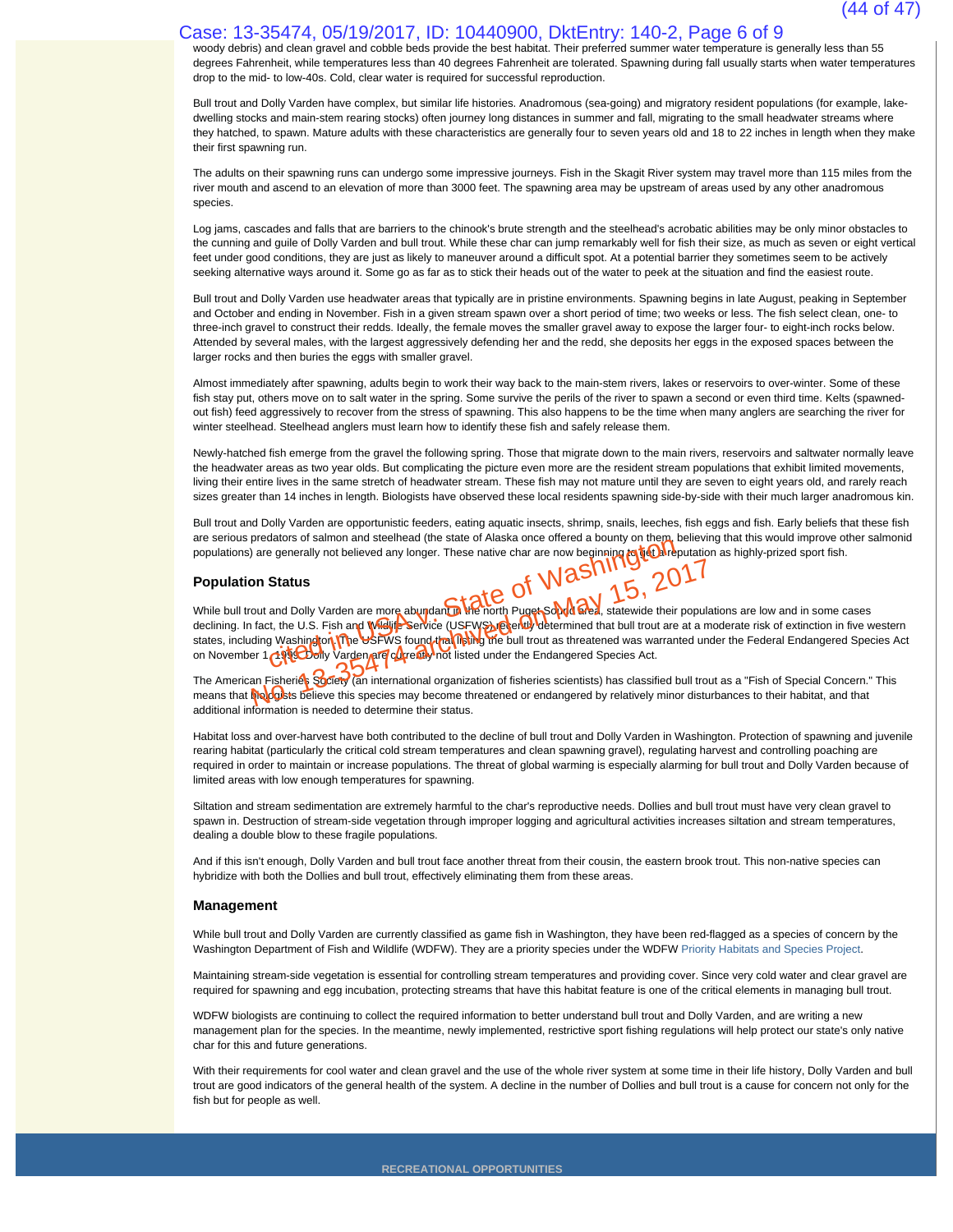woody debris) and clean gravel and cobble beds provide the best habitat. Their preferred summer water temperature is generally less than 55 degrees Fahrenheit, while temperatures less than 40 degrees Fahrenheit are tolerated. Spawning during fall usually starts when water temperatures drop to the mid- to low-40s. Cold, clear water is required for successful reproduction.

Bull trout and Dolly Varden have complex, but similar life histories. Anadromous (sea-going) and migratory resident populations (for example, lake-dwelling stocks and main-stem rearing stocks) often journey long distances in summer and fall, migrating to the small headwater streams where they hatched, to spawn. Mature adults with these characteristics are generally four to seven years old and 18 to 22 inches in length when they make their first spawning run.

The adults on their spawning runs can undergo some impressive journeys. Fish in the Skagit River system may travel more than 115 miles from the river mouth and ascend to an elevation of more than 3000 feet. The spawning area may be upstream of areas used by any other anadromous species.

Log jams, cascades and falls that are barriers to the chinook's brute strength and the steelhead's acrobatic abilities may be only minor obstacles to the cunning and guile of Dolly Varden and bull trout. While these char can jump remarkably well for fish their size, as much as seven or eight vertical feet under good conditions, they are just as likely to maneuver around a difficult spot. At a potential barrier they sometimes seem to be actively seeking alternative ways around it. Some go as far as to stick their heads out of the water to peek at the situation and find the easiest route.

Bull trout and Dolly Varden use headwater areas that typically are in pristine environments. Spawning begins in late August, peaking in September and October and ending in November. Fish in a given stream spawn over a short period of time; two weeks or less. The fish select clean, one- to three-inch gravel to construct their redds. Ideally, the female moves the smaller gravel away to expose the larger four- to eight-inch rocks below. Attended by several males, with the largest aggressively defending her and the redd, she deposits her eggs in the exposed spaces between the larger rocks and then buries the eggs with smaller gravel.

Almost immediately after spawning, adults begin to work their way back to the main-stem rivers, lakes or reservoirs to over-winter. Some of these fish stay put, others move on to salt water in the spring. Some survive the perils of the river to spawn a second or even third time. Kelts (spawned-out fish) feed aggressively to recover from the stress of spawning. This also happens to be the time when many anglers are searching the river for winter steelhead. Steelhead anglers must learn how to identify these fish and safely release them.

Newly-hatched fish emerge from the gravel the following spring. Those that migrate down to the main rivers, reservoirs and saltwater normally leave the headwater areas as two year olds. But complicating the picture even more are the resident stream populations that exhibit limited movements, living their entire lives in the same stretch of headwater stream. These fish may not mature until they are seven to eight years old, and rarely reach sizes greater than 14 inches in length. Biologists have observed these local residents spawning side-by-side with their much larger anadromous kin.

Bull trout and Dolly Varden are opportunistic feeders, eating aquatic insects, shrimp, snails, leeches, fish eggs and fish. Early beliefs that these fish are serious predators of salmon and steelhead (the state of Alaska once offered a bounty on them, believing that this would improve other salmonid populations) are generally not believed any longer. These native char are now beginning to get a reputation as highly-prized sport fish.

### Population Status

While bull trout and Dolly Varden are more abundant in the north Puget Sound area, statewide their populations are low and in some cases declining. In fact, the U.S. Fish and Wildlife Service (USFWS) recently determined that bull trout are at a moderate risk of extinction in five western states, including Washington. The USFWS found that listing the bull trout as threatened was warranted under the Federal Endangered Species Act on November 1, 1999. Dolly Varden are currently not listed under the Endangered Species Act.

The American Fisheries Society (an international organization of fisheries scientists) has classified bull trout as a "Fish of Special Concern." This means that biologists believe this species may become threatened or endangered by relatively minor disturbances to their habitat, and that additional information is needed to determine their status.

Habitat loss and over-harvest have both contributed to the decline of bull trout and Dolly Varden in Washington. Protection of spawning and juvenile rearing habitat (particularly the critical cold stream temperatures and clean spawning gravel), regulating harvest and controlling poaching are required in order to maintain or increase populations. The threat of global warming is especially alarming for bull trout and Dolly Varden because of limited areas with low enough temperatures for spawning.

Siltation and stream sedimentation are extremely harmful to the char's reproductive needs. Dollies and bull trout must have very clean gravel to spawn in. Destruction of stream-side vegetation through improper logging and agricultural activities increases siltation and stream temperatures, dealing a double blow to these fragile populations.

And if this isn't enough, Dolly Varden and bull trout face another threat from their cousin, the eastern brook trout. This non-native species can hybridize with both the Dollies and bull trout, effectively eliminating them from these areas.

### Management

While bull trout and Dolly Varden are currently classified as game fish in Washington, they have been red-flagged as a species of concern by the Washington Department of Fish and Wildlife (WDFW). They are a priority species under the WDFW Priority Habitats and Species Project.

Maintaining stream-side vegetation is essential for controlling stream temperatures and providing cover. Since very cold water and clear gravel are required for spawning and egg incubation, protecting streams that have this habitat feature is one of the critical elements in managing bull trout.

WDFW biologists are continuing to collect the required information to better understand bull trout and Dolly Varden, and are writing a new management plan for the species. In the meantime, newly implemented, restrictive sport fishing regulations will help protect our state's only native char for this and future generations.

With their requirements for cool water and clean gravel and the use of the whole river system at some time in their life history, Dolly Varden and bull trout are good indicators of the general health of the system. A decline in the number of Dollies and bull trout is a cause for concern not only for the fish but for people as well.

RECREATIONAL OPPORTUNITIES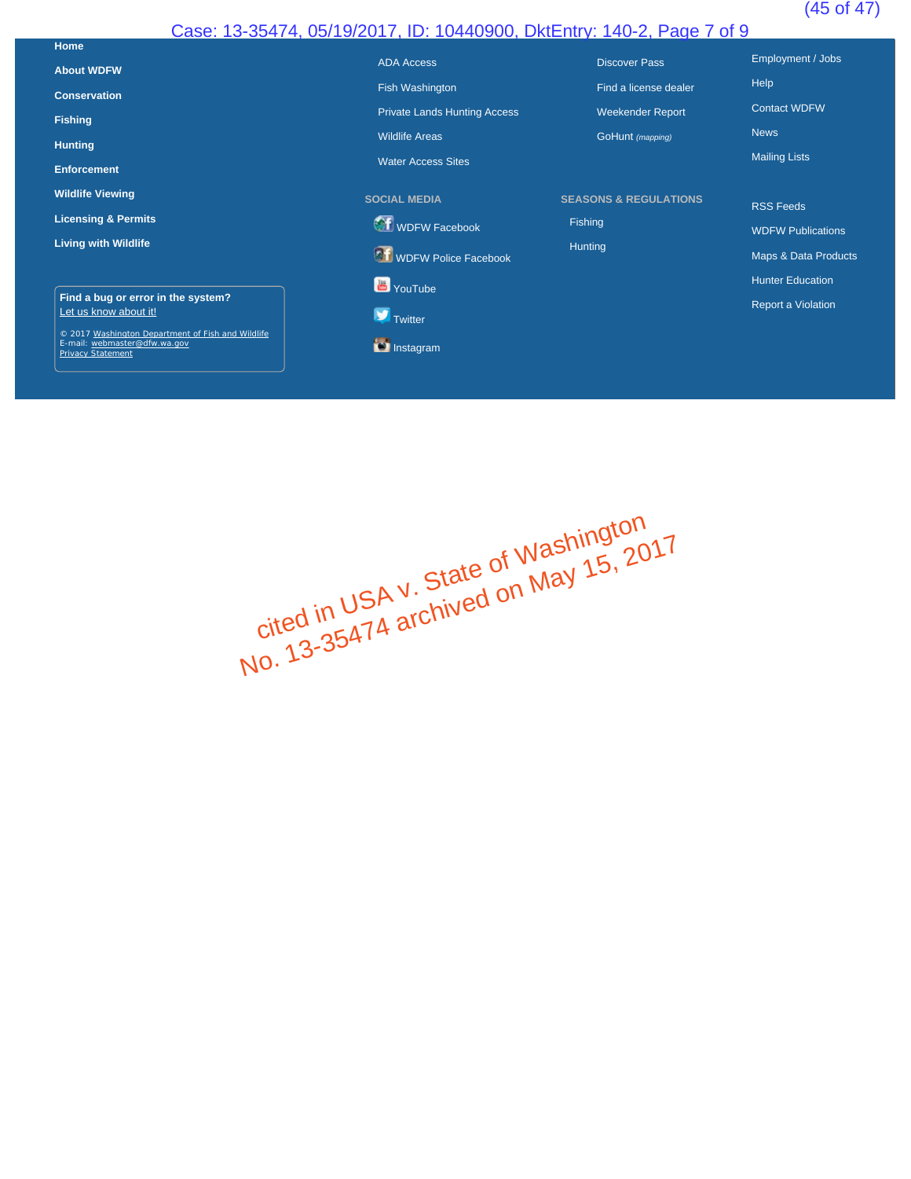Home

About WDFW

Conservation

Fishing

Hunting

Enforcement

Wildlife Viewing

Licensing & Permits

Living with Wildlife

Find a bug or error in the system?
Let us know about it!

© 2017 Washington Department of Fish and Wildlife
E-mail: webmaster@dfw.wa.gov
Privacy Statement

ADA Access

Fish Washington

Private Lands Hunting Access

Wildlife Areas

Water Access Sites

Discover Pass

Find a license dealer

Weekender Report

GoHunt *(mapping)*

Employment / Jobs

Help

Contact WDFW

News

Mailing Lists

SOCIAL MEDIA

WDFW Facebook

WDFW Police Facebook

YouTube

Twitter

Instagram

SEASONS & REGULATIONS

Fishing

Hunting

RSS Feeds

WDFW Publications

Maps & Data Products

Hunter Education

Report a Violation

cited in USA v. State of Washington
No. 13-35474 archived on May 15, 2017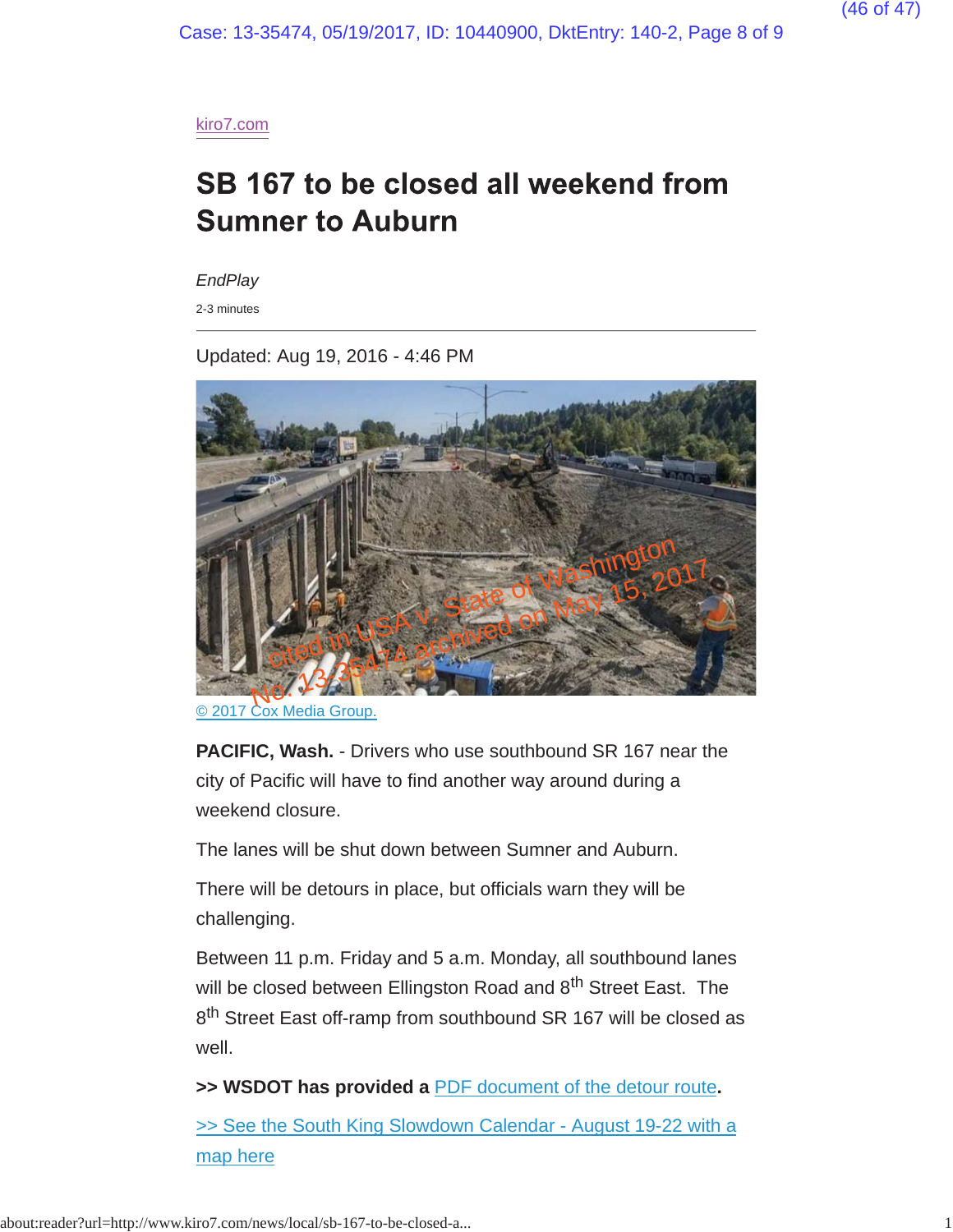kiro7.com

# SB 167 to be closed all weekend from Sumner to Auburn

*EndPlay*

2-3 minutes

---

Updated: Aug 19, 2016 - 4:46 PM

© 2017 Cox Media Group.

**PACIFIC, Wash.** - Drivers who use southbound SR 167 near the city of Pacific will have to find another way around during a weekend closure.

The lanes will be shut down between Sumner and Auburn.

There will be detours in place, but officials warn they will be challenging.

Between 11 p.m. Friday and 5 a.m. Monday, all southbound lanes will be closed between Ellingston Road and 8th Street East. The 8th Street East off-ramp from southbound SR 167 will be closed as well.

**>> WSDOT has provided a** PDF document of the detour route**.**

>> See the South King Slowdown Calendar - August 19-22 with a map here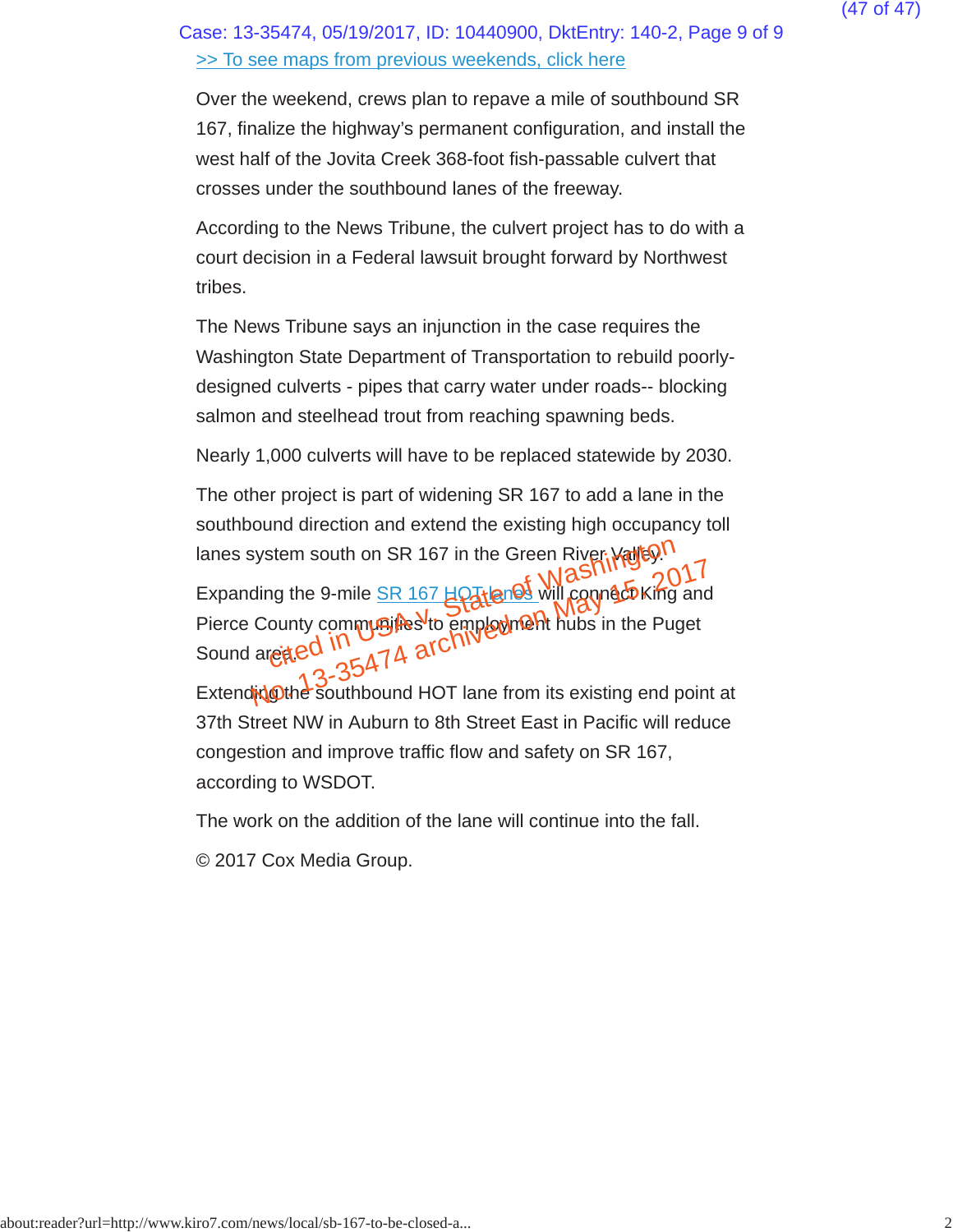[>> To see maps from previous weekends, click here]

Over the weekend, crews plan to repave a mile of southbound SR 167, finalize the highway's permanent configuration, and install the west half of the Jovita Creek 368-foot fish-passable culvert that crosses under the southbound lanes of the freeway.

According to the News Tribune, the culvert project has to do with a court decision in a Federal lawsuit brought forward by Northwest tribes.

The News Tribune says an injunction in the case requires the Washington State Department of Transportation to rebuild poorly-designed culverts - pipes that carry water under roads-- blocking salmon and steelhead trout from reaching spawning beds.

Nearly 1,000 culverts will have to be replaced statewide by 2030.

The other project is part of widening SR 167 to add a lane in the southbound direction and extend the existing high occupancy toll lanes system south on SR 167 in the Green River Valley.

Expanding the 9-mile [SR 167 HOT lanes] will connect King and Pierce County communities to employment hubs in the Puget Sound area.

Extending the southbound HOT lane from its existing end point at 37th Street NW in Auburn to 8th Street East in Pacific will reduce congestion and improve traffic flow and safety on SR 167, according to WSDOT.

The work on the addition of the lane will continue into the fall.

© 2017 Cox Media Group.

cited in USA v. State of Washington
No. 13-35474 archived on May 15, 2017